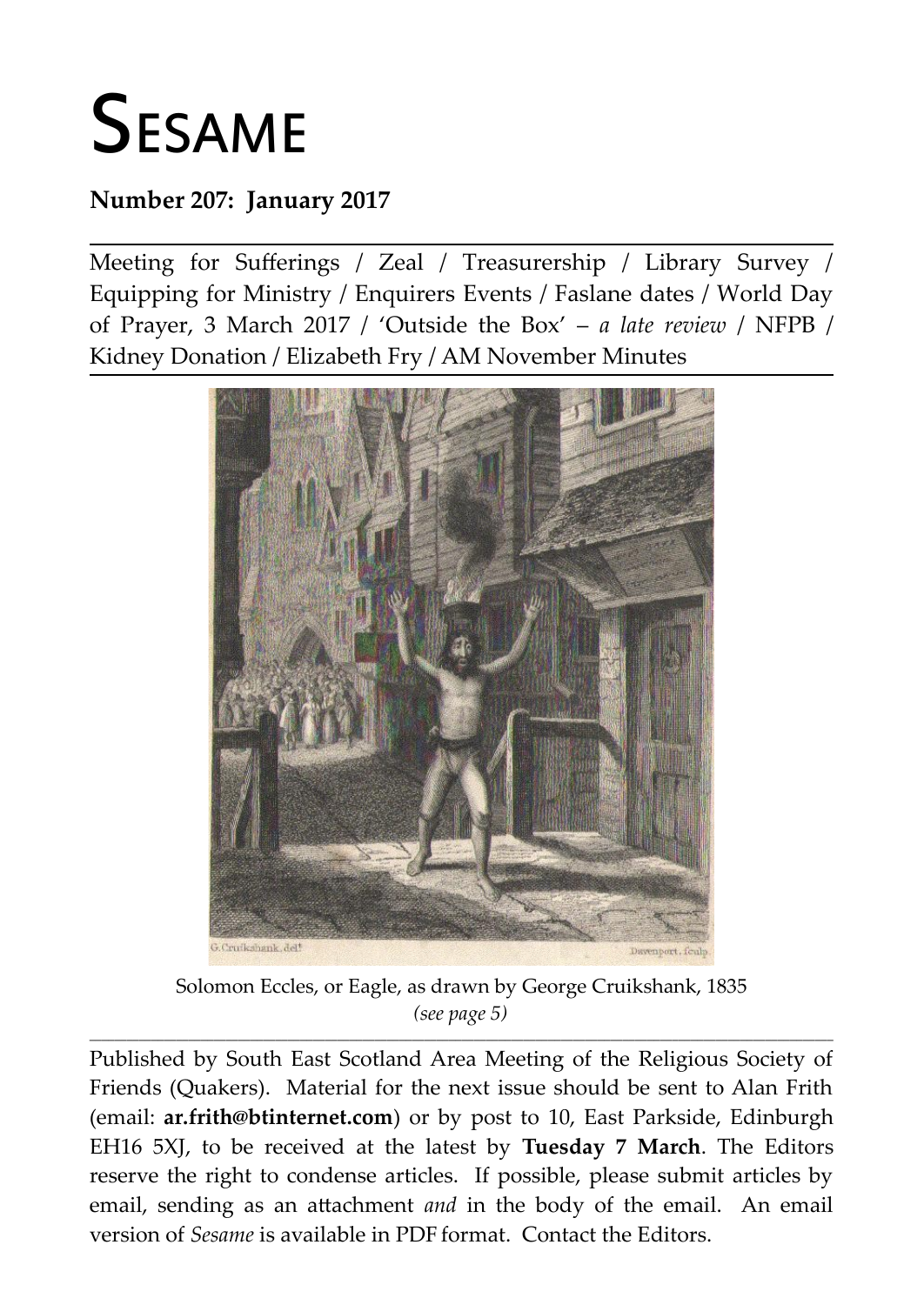# SESAME

**Number 207: January 2017**

Meeting for Sufferings / Zeal / Treasurership / Library Survey / Equipping for Ministry / Enquirers Events / Faslane dates / World Day of Prayer, 3 March 2017 / 'Outside the Box' – *a late review* / NFPB / Kidney Donation / Elizabeth Fry / AM November Minutes

Solomon Eccles, or Eagle, as drawn by George Cruikshank, 1835
*(see page 5)*

---

Published by South East Scotland Area Meeting of the Religious Society of Friends (Quakers). Material for the next issue should be sent to Alan Frith (email: **ar.frith@btinternet.com**) or by post to 10, East Parkside, Edinburgh EH16 5XJ, to be received at the latest by **Tuesday 7 March**. The Editors reserve the right to condense articles. If possible, please submit articles by email, sending as an attachment *and* in the body of the email. An email version of *Sesame* is available in PDF format. Contact the Editors.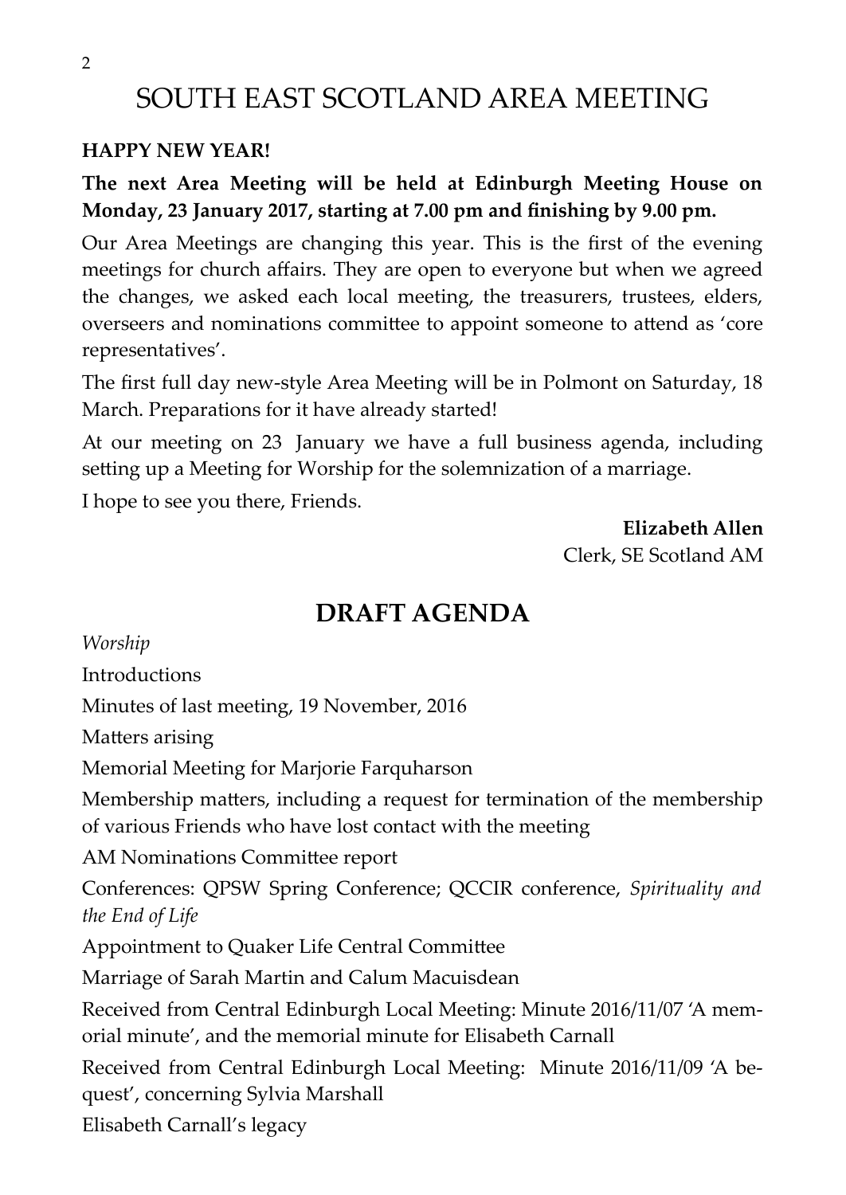# SOUTH EAST SCOTLAND AREA MEETING

**HAPPY NEW YEAR!**

**The next Area Meeting will be held at Edinburgh Meeting House on Monday, 23 January 2017, starting at 7.00 pm and finishing by 9.00 pm.**

Our Area Meetings are changing this year. This is the first of the evening meetings for church affairs. They are open to everyone but when we agreed the changes, we asked each local meeting, the treasurers, trustees, elders, overseers and nominations committee to appoint someone to attend as 'core representatives'.

The first full day new-style Area Meeting will be in Polmont on Saturday, 18 March. Preparations for it have already started!

At our meeting on 23 January we have a full business agenda, including setting up a Meeting for Worship for the solemnization of a marriage.

I hope to see you there, Friends.

**Elizabeth Allen**
Clerk, SE Scotland AM

## DRAFT AGENDA

*Worship*

Introductions

Minutes of last meeting, 19 November, 2016

Matters arising

Memorial Meeting for Marjorie Farquharson

Membership matters, including a request for termination of the membership of various Friends who have lost contact with the meeting

AM Nominations Committee report

Conferences: QPSW Spring Conference; QCCIR conference, *Spirituality and the End of Life*

Appointment to Quaker Life Central Committee

Marriage of Sarah Martin and Calum Macuisdean

Received from Central Edinburgh Local Meeting: Minute 2016/11/07 'A memorial minute', and the memorial minute for Elisabeth Carnall

Received from Central Edinburgh Local Meeting: Minute 2016/11/09 'A bequest', concerning Sylvia Marshall

Elisabeth Carnall's legacy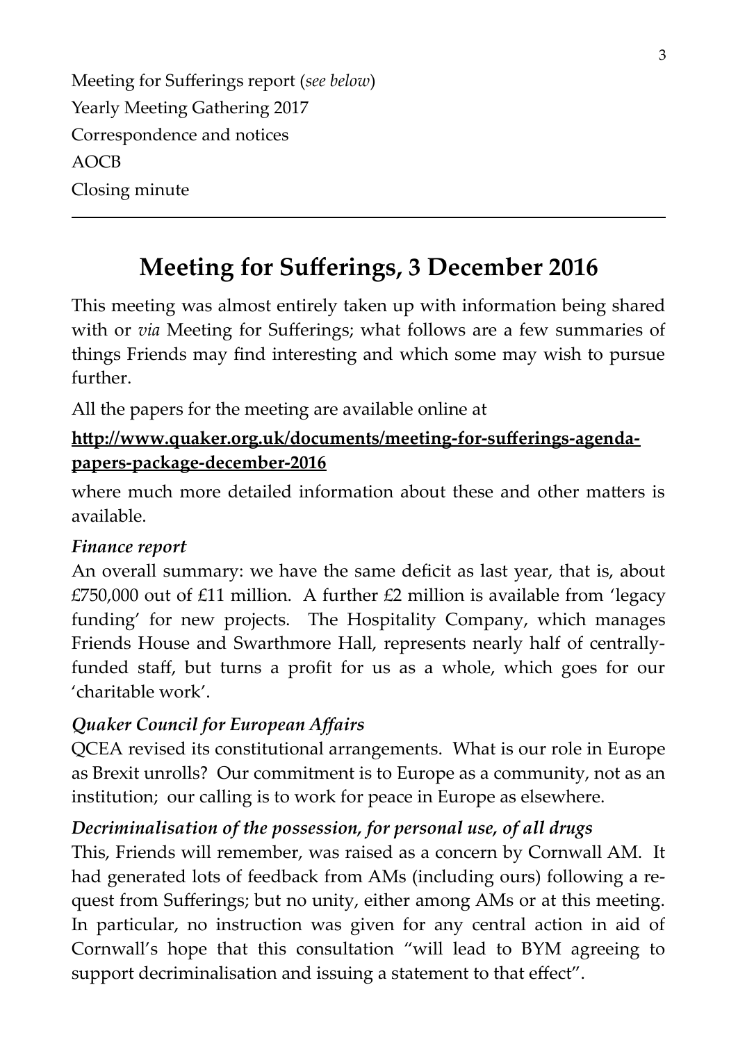Meeting for Sufferings report (*see below*)

Yearly Meeting Gathering 2017

Correspondence and notices

AOCB

Closing minute

---

## Meeting for Sufferings, 3 December 2016

This meeting was almost entirely taken up with information being shared with or *via* Meeting for Sufferings; what follows are a few summaries of things Friends may find interesting and which some may wish to pursue further.

All the papers for the meeting are available online at

**http://www.quaker.org.uk/documents/meeting-for-sufferings-agenda-papers-package-december-2016**

where much more detailed information about these and other matters is available.

***Finance report***

An overall summary: we have the same deficit as last year, that is, about £750,000 out of £11 million. A further £2 million is available from 'legacy funding' for new projects. The Hospitality Company, which manages Friends House and Swarthmore Hall, represents nearly half of centrally-funded staff, but turns a profit for us as a whole, which goes for our 'charitable work'.

***Quaker Council for European Affairs***

QCEA revised its constitutional arrangements. What is our role in Europe as Brexit unrolls? Our commitment is to Europe as a community, not as an institution; our calling is to work for peace in Europe as elsewhere.

***Decriminalisation of the possession, for personal use, of all drugs***

This, Friends will remember, was raised as a concern by Cornwall AM. It had generated lots of feedback from AMs (including ours) following a request from Sufferings; but no unity, either among AMs or at this meeting. In particular, no instruction was given for any central action in aid of Cornwall's hope that this consultation "will lead to BYM agreeing to support decriminalisation and issuing a statement to that effect".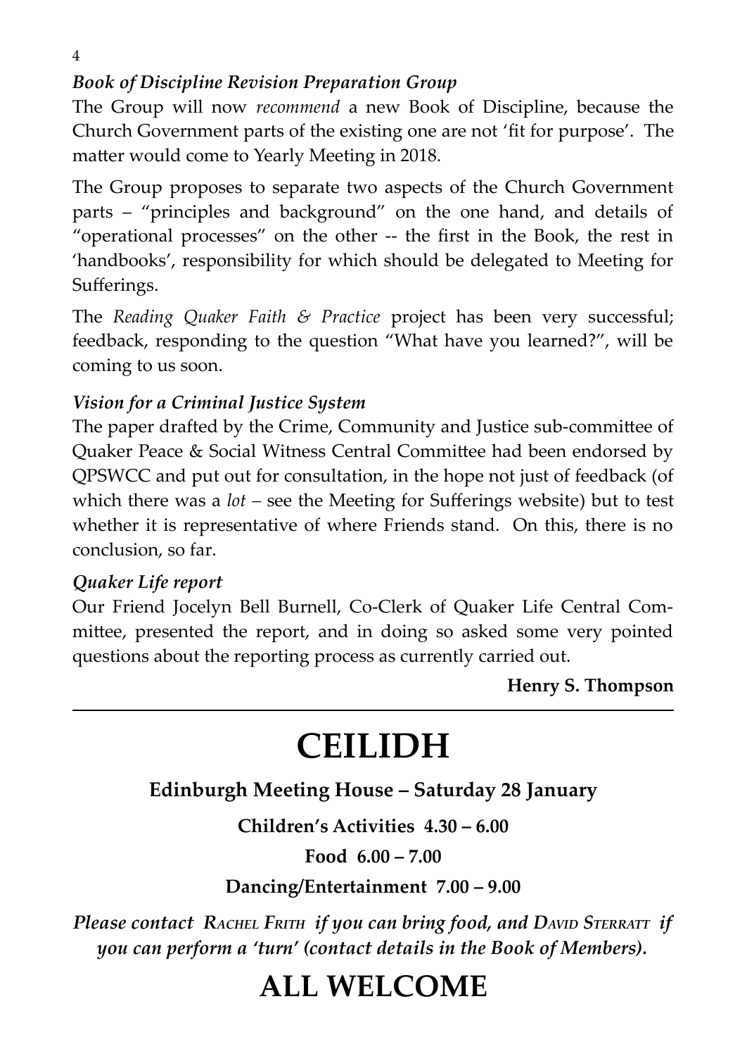***Book of Discipline Revision Preparation Group***

The Group will now *recommend* a new Book of Discipline, because the Church Government parts of the existing one are not 'fit for purpose'. The matter would come to Yearly Meeting in 2018.

The Group proposes to separate two aspects of the Church Government parts – "principles and background" on the one hand, and details of "operational processes" on the other -- the first in the Book, the rest in 'handbooks', responsibility for which should be delegated to Meeting for Sufferings.

The *Reading Quaker Faith & Practice* project has been very successful; feedback, responding to the question "What have you learned?", will be coming to us soon.

***Vision for a Criminal Justice System***

The paper drafted by the Crime, Community and Justice sub-committee of Quaker Peace & Social Witness Central Committee had been endorsed by QPSWCC and put out for consultation, in the hope not just of feedback (of which there was a *lot* – see the Meeting for Sufferings website) but to test whether it is representative of where Friends stand. On this, there is no conclusion, so far.

***Quaker Life report***

Our Friend Jocelyn Bell Burnell, Co-Clerk of Quaker Life Central Committee, presented the report, and in doing so asked some very pointed questions about the reporting process as currently carried out.

**Henry S. Thompson**

---

# CEILIDH

**Edinburgh Meeting House – Saturday 28 January**

**Children's Activities 4.30 – 6.00**

**Food 6.00 – 7.00**

**Dancing/Entertainment 7.00 – 9.00**

***Please contact RACHEL FRITH if you can bring food, and DAVID STERRATT if you can perform a 'turn' (contact details in the Book of Members).***

## ALL WELCOME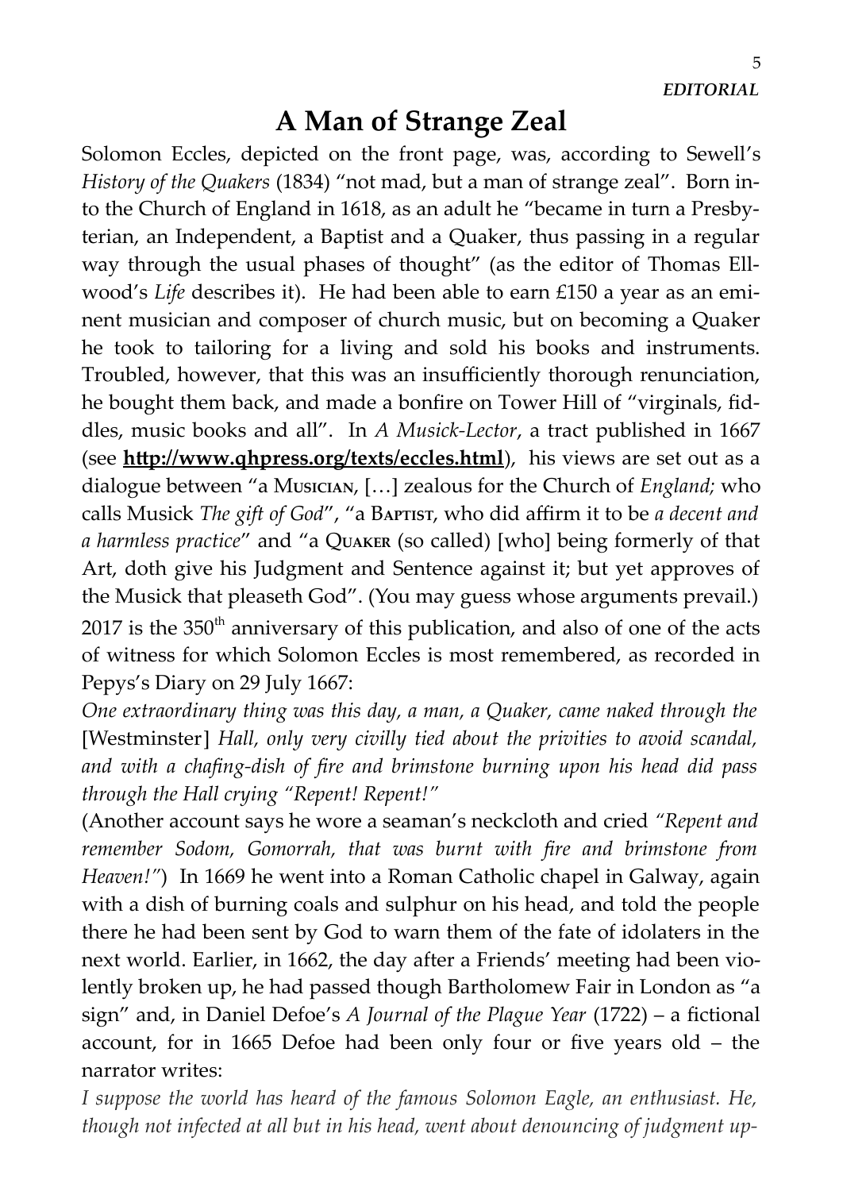*EDITORIAL*

# A Man of Strange Zeal

Solomon Eccles, depicted on the front page, was, according to Sewell's *History of the Quakers* (1834) "not mad, but a man of strange zeal". Born into the Church of England in 1618, as an adult he "became in turn a Presbyterian, an Independent, a Baptist and a Quaker, thus passing in a regular way through the usual phases of thought" (as the editor of Thomas Ellwood's *Life* describes it). He had been able to earn £150 a year as an eminent musician and composer of church music, but on becoming a Quaker he took to tailoring for a living and sold his books and instruments. Troubled, however, that this was an insufficiently thorough renunciation, he bought them back, and made a bonfire on Tower Hill of "virginals, fiddles, music books and all". In *A Musick-Lector*, a tract published in 1667 (see **http://www.qhpress.org/texts/eccles.html**), his views are set out as a dialogue between "a Musician, […] zealous for the Church of *England;* who calls Musick *The gift of God*", "a Baptist, who did affirm it to be *a decent and a harmless practice*" and "a Quaker (so called) [who] being formerly of that Art, doth give his Judgment and Sentence against it; but yet approves of the Musick that pleaseth God". (You may guess whose arguments prevail.) 2017 is the 350th anniversary of this publication, and also of one of the acts of witness for which Solomon Eccles is most remembered, as recorded in Pepys's Diary on 29 July 1667:

*One extraordinary thing was this day, a man, a Quaker, came naked through the* [Westminster] *Hall, only very civilly tied about the privities to avoid scandal, and with a chafing-dish of fire and brimstone burning upon his head did pass through the Hall crying "Repent! Repent!"*

(Another account says he wore a seaman's neckcloth and cried *"Repent and remember Sodom, Gomorrah, that was burnt with fire and brimstone from Heaven!"*) In 1669 he went into a Roman Catholic chapel in Galway, again with a dish of burning coals and sulphur on his head, and told the people there he had been sent by God to warn them of the fate of idolaters in the next world. Earlier, in 1662, the day after a Friends' meeting had been violently broken up, he had passed though Bartholomew Fair in London as "a sign" and, in Daniel Defoe's *A Journal of the Plague Year* (1722) – a fictional account, for in 1665 Defoe had been only four or five years old – the narrator writes:

*I suppose the world has heard of the famous Solomon Eagle, an enthusiast. He, though not infected at all but in his head, went about denouncing of judgment up-*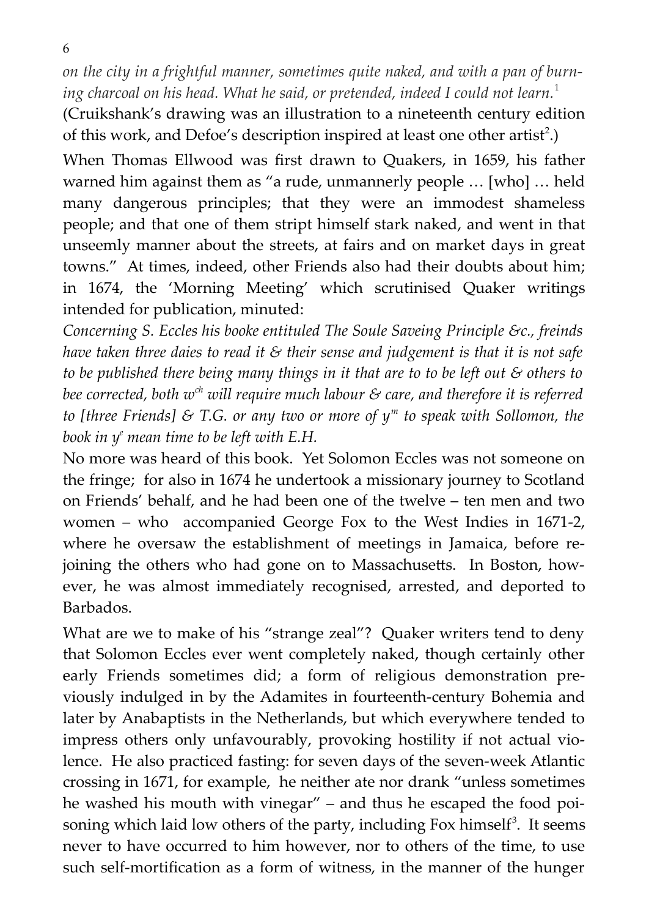*on the city in a frightful manner, sometimes quite naked, and with a pan of burning charcoal on his head. What he said, or pretended, indeed I could not learn.*[1]

(Cruikshank's drawing was an illustration to a nineteenth century edition of this work, and Defoe's description inspired at least one other artist[2].)

When Thomas Ellwood was first drawn to Quakers, in 1659, his father warned him against them as "a rude, unmannerly people … [who] … held many dangerous principles; that they were an immodest shameless people; and that one of them stript himself stark naked, and went in that unseemly manner about the streets, at fairs and on market days in great towns." At times, indeed, other Friends also had their doubts about him; in 1674, the 'Morning Meeting' which scrutinised Quaker writings intended for publication, minuted:

*Concerning S. Eccles his booke entituled The Soule Saveing Principle &c., freinds have taken three daies to read it & their sense and judgement is that it is not safe to be published there being many things in it that are to to be left out & others to bee corrected, both wch will require much labour & care, and therefore it is referred to [three Friends] & T.G. or any two or more of ym to speak with Sollomon, the book in ye mean time to be left with E.H.*

No more was heard of this book. Yet Solomon Eccles was not someone on the fringe; for also in 1674 he undertook a missionary journey to Scotland on Friends' behalf, and he had been one of the twelve – ten men and two women – who accompanied George Fox to the West Indies in 1671-2, where he oversaw the establishment of meetings in Jamaica, before rejoining the others who had gone on to Massachusetts. In Boston, however, he was almost immediately recognised, arrested, and deported to Barbados.

What are we to make of his "strange zeal"? Quaker writers tend to deny that Solomon Eccles ever went completely naked, though certainly other early Friends sometimes did; a form of religious demonstration previously indulged in by the Adamites in fourteenth-century Bohemia and later by Anabaptists in the Netherlands, but which everywhere tended to impress others only unfavourably, provoking hostility if not actual violence. He also practiced fasting: for seven days of the seven-week Atlantic crossing in 1671, for example, he neither ate nor drank "unless sometimes he washed his mouth with vinegar" – and thus he escaped the food poisoning which laid low others of the party, including Fox himself[3]. It seems never to have occurred to him however, nor to others of the time, to use such self-mortification as a form of witness, in the manner of the hunger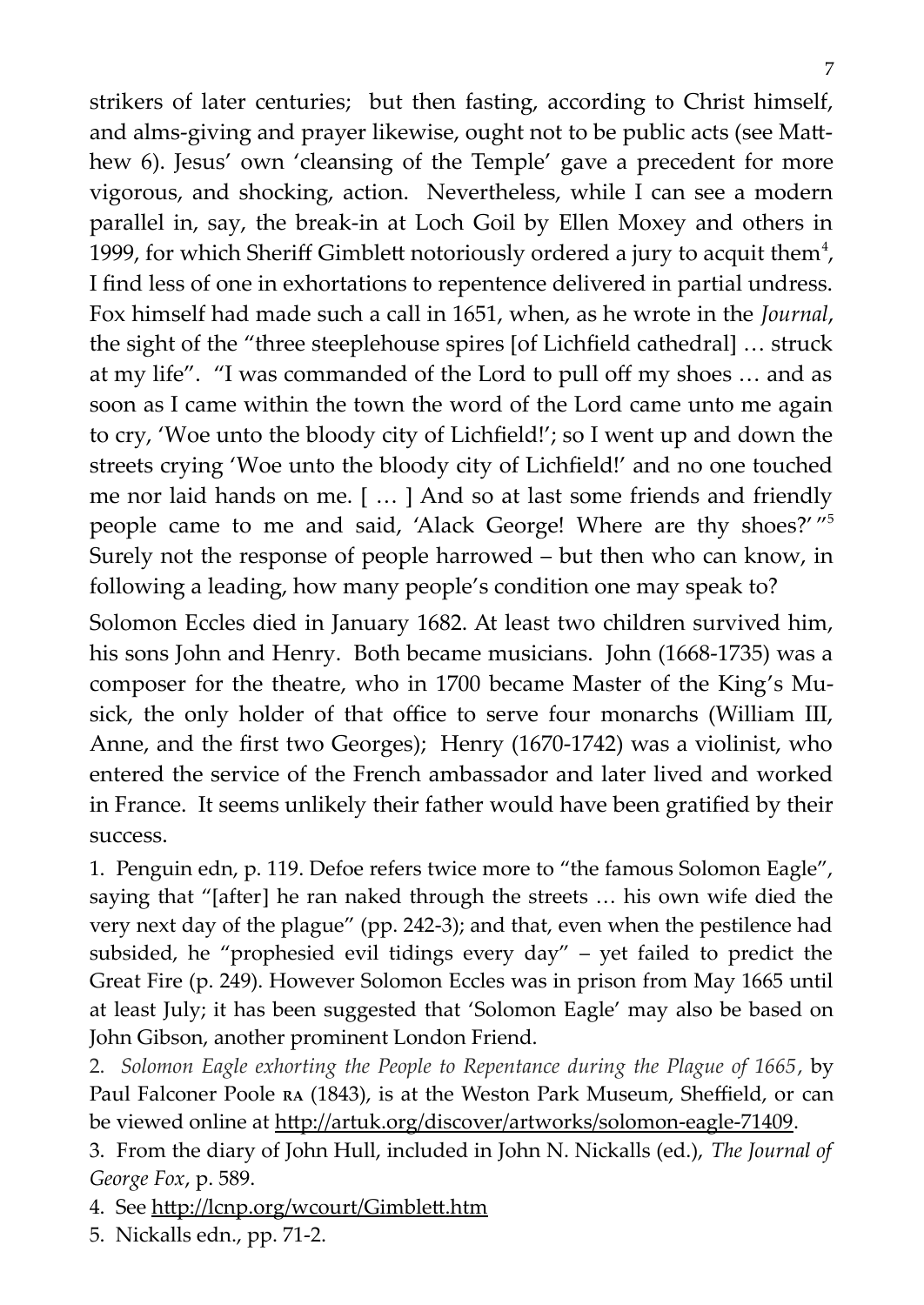strikers of later centuries; but then fasting, according to Christ himself, and alms-giving and prayer likewise, ought not to be public acts (see Matthew 6). Jesus' own 'cleansing of the Temple' gave a precedent for more vigorous, and shocking, action. Nevertheless, while I can see a modern parallel in, say, the break-in at Loch Goil by Ellen Moxey and others in 1999, for which Sheriff Gimblett notoriously ordered a jury to acquit them[4], I find less of one in exhortations to repentence delivered in partial undress. Fox himself had made such a call in 1651, when, as he wrote in the *Journal*, the sight of the "three steeplehouse spires [of Lichfield cathedral] … struck at my life". "I was commanded of the Lord to pull off my shoes … and as soon as I came within the town the word of the Lord came unto me again to cry, 'Woe unto the bloody city of Lichfield!'; so I went up and down the streets crying 'Woe unto the bloody city of Lichfield!' and no one touched me nor laid hands on me. [ … ] And so at last some friends and friendly people came to me and said, 'Alack George! Where are thy shoes?' "[5] Surely not the response of people harrowed – but then who can know, in following a leading, how many people's condition one may speak to?

Solomon Eccles died in January 1682. At least two children survived him, his sons John and Henry. Both became musicians. John (1668-1735) was a composer for the theatre, who in 1700 became Master of the King's Musick, the only holder of that office to serve four monarchs (William III, Anne, and the first two Georges); Henry (1670-1742) was a violinist, who entered the service of the French ambassador and later lived and worked in France. It seems unlikely their father would have been gratified by their success.

1. Penguin edn, p. 119. Defoe refers twice more to "the famous Solomon Eagle", saying that "[after] he ran naked through the streets … his own wife died the very next day of the plague" (pp. 242-3); and that, even when the pestilence had subsided, he "prophesied evil tidings every day" – yet failed to predict the Great Fire (p. 249). However Solomon Eccles was in prison from May 1665 until at least July; it has been suggested that 'Solomon Eagle' may also be based on John Gibson, another prominent London Friend.

2. *Solomon Eagle exhorting the People to Repentance during the Plague of 1665*, by Paul Falconer Poole RA (1843), is at the Weston Park Museum, Sheffield, or can be viewed online at http://artuk.org/discover/artworks/solomon-eagle-71409.

3. From the diary of John Hull, included in John N. Nickalls (ed.), *The Journal of George Fox*, p. 589.

4. See http://lcnp.org/wcourt/Gimblett.htm

5. Nickalls edn., pp. 71-2.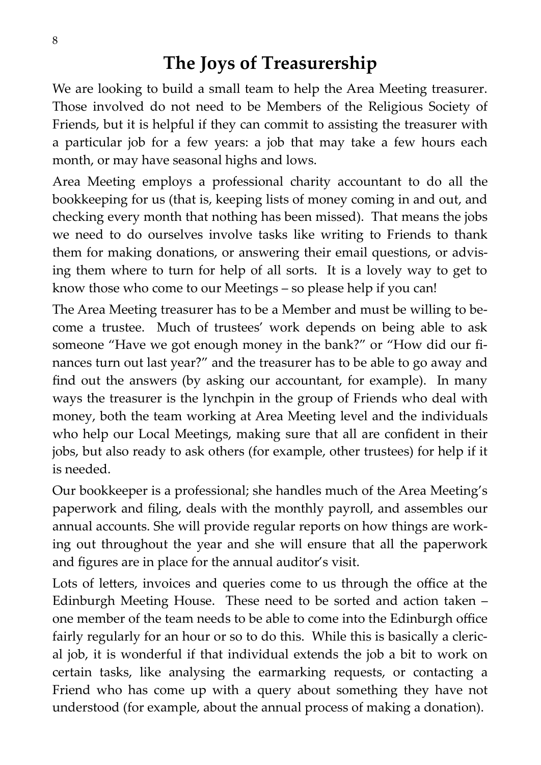# The Joys of Treasurership

We are looking to build a small team to help the Area Meeting treasurer. Those involved do not need to be Members of the Religious Society of Friends, but it is helpful if they can commit to assisting the treasurer with a particular job for a few years: a job that may take a few hours each month, or may have seasonal highs and lows.

Area Meeting employs a professional charity accountant to do all the bookkeeping for us (that is, keeping lists of money coming in and out, and checking every month that nothing has been missed). That means the jobs we need to do ourselves involve tasks like writing to Friends to thank them for making donations, or answering their email questions, or advising them where to turn for help of all sorts. It is a lovely way to get to know those who come to our Meetings – so please help if you can!

The Area Meeting treasurer has to be a Member and must be willing to become a trustee. Much of trustees' work depends on being able to ask someone "Have we got enough money in the bank?" or "How did our finances turn out last year?" and the treasurer has to be able to go away and find out the answers (by asking our accountant, for example). In many ways the treasurer is the lynchpin in the group of Friends who deal with money, both the team working at Area Meeting level and the individuals who help our Local Meetings, making sure that all are confident in their jobs, but also ready to ask others (for example, other trustees) for help if it is needed.

Our bookkeeper is a professional; she handles much of the Area Meeting's paperwork and filing, deals with the monthly payroll, and assembles our annual accounts. She will provide regular reports on how things are working out throughout the year and she will ensure that all the paperwork and figures are in place for the annual auditor's visit.

Lots of letters, invoices and queries come to us through the office at the Edinburgh Meeting House. These need to be sorted and action taken – one member of the team needs to be able to come into the Edinburgh office fairly regularly for an hour or so to do this. While this is basically a clerical job, it is wonderful if that individual extends the job a bit to work on certain tasks, like analysing the earmarking requests, or contacting a Friend who has come up with a query about something they have not understood (for example, about the annual process of making a donation).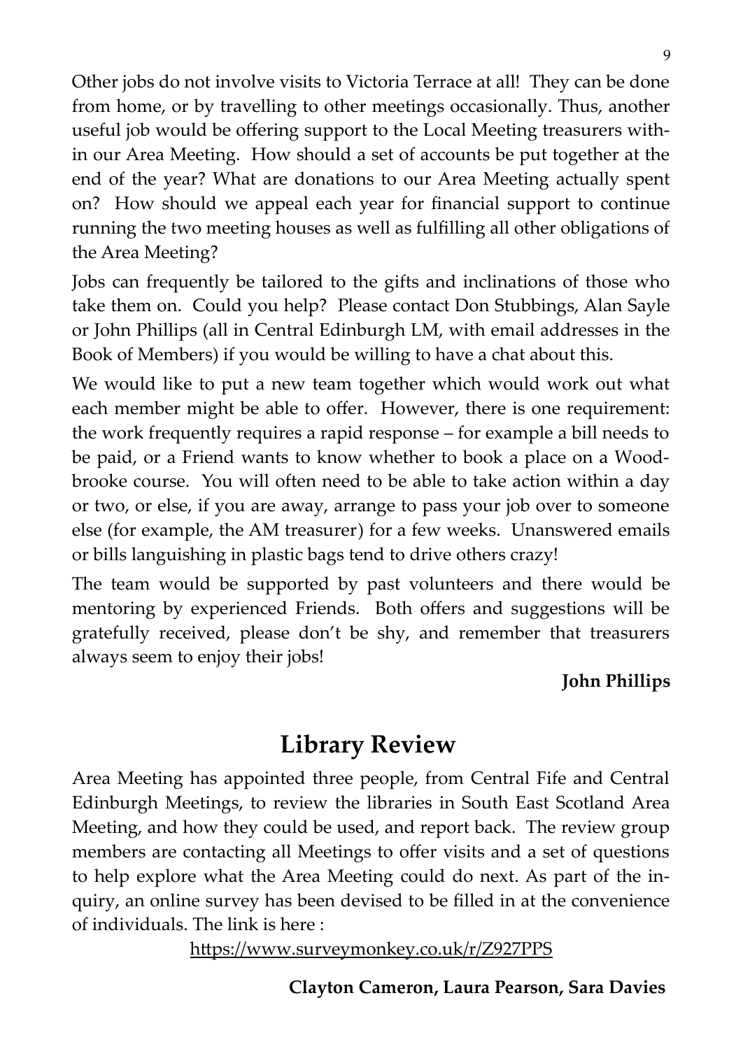Other jobs do not involve visits to Victoria Terrace at all! They can be done from home, or by travelling to other meetings occasionally. Thus, another useful job would be offering support to the Local Meeting treasurers within our Area Meeting. How should a set of accounts be put together at the end of the year? What are donations to our Area Meeting actually spent on? How should we appeal each year for financial support to continue running the two meeting houses as well as fulfilling all other obligations of the Area Meeting?

Jobs can frequently be tailored to the gifts and inclinations of those who take them on. Could you help? Please contact Don Stubbings, Alan Sayle or John Phillips (all in Central Edinburgh LM, with email addresses in the Book of Members) if you would be willing to have a chat about this.

We would like to put a new team together which would work out what each member might be able to offer. However, there is one requirement: the work frequently requires a rapid response – for example a bill needs to be paid, or a Friend wants to know whether to book a place on a Woodbrooke course. You will often need to be able to take action within a day or two, or else, if you are away, arrange to pass your job over to someone else (for example, the AM treasurer) for a few weeks. Unanswered emails or bills languishing in plastic bags tend to drive others crazy!

The team would be supported by past volunteers and there would be mentoring by experienced Friends. Both offers and suggestions will be gratefully received, please don't be shy, and remember that treasurers always seem to enjoy their jobs!

**John Phillips**

## Library Review

Area Meeting has appointed three people, from Central Fife and Central Edinburgh Meetings, to review the libraries in South East Scotland Area Meeting, and how they could be used, and report back. The review group members are contacting all Meetings to offer visits and a set of questions to help explore what the Area Meeting could do next. As part of the inquiry, an online survey has been devised to be filled in at the convenience of individuals. The link is here :

https://www.surveymonkey.co.uk/r/Z927PPS

**Clayton Cameron, Laura Pearson, Sara Davies**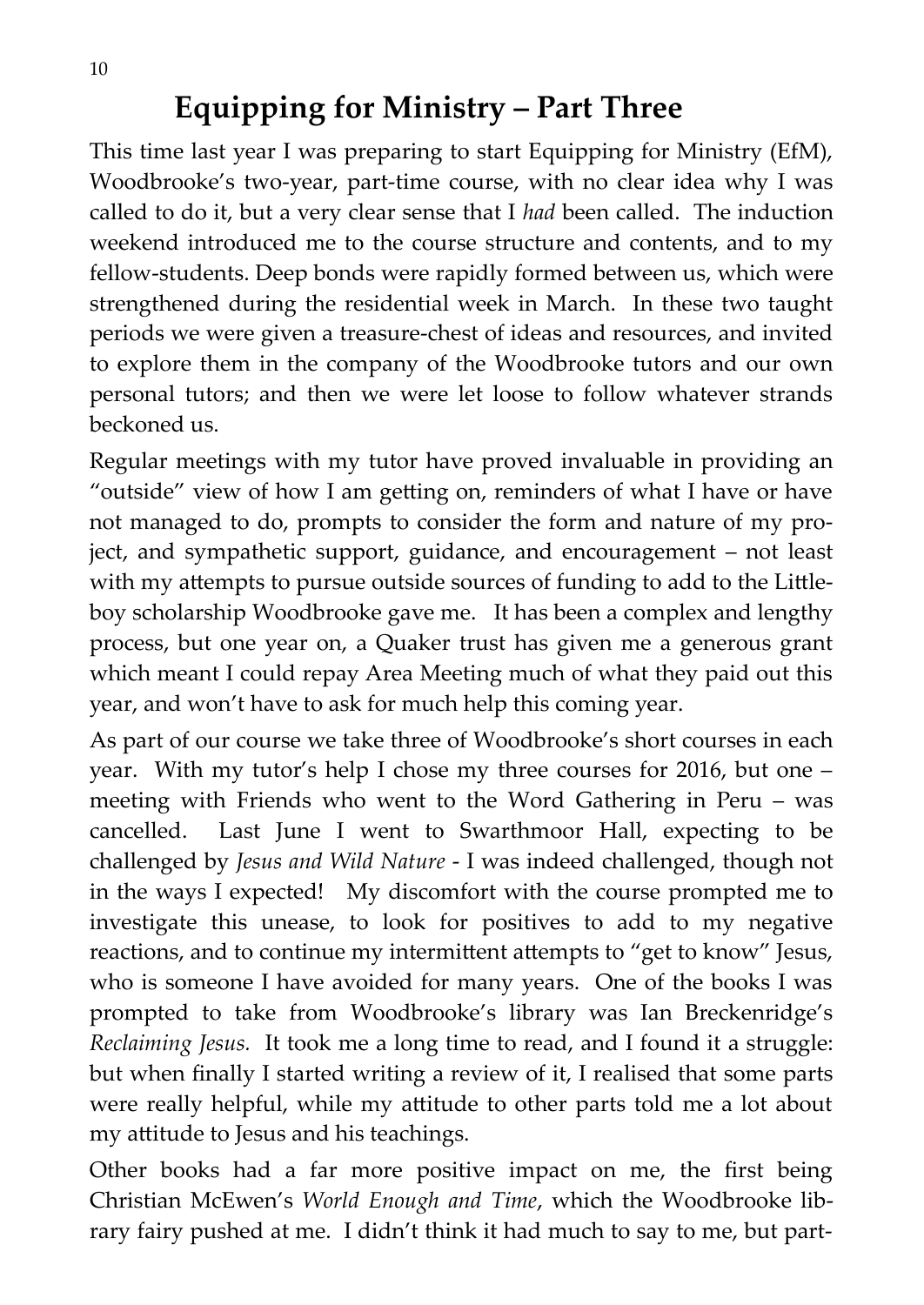# Equipping for Ministry – Part Three

This time last year I was preparing to start Equipping for Ministry (EfM), Woodbrooke's two-year, part-time course, with no clear idea why I was called to do it, but a very clear sense that I *had* been called. The induction weekend introduced me to the course structure and contents, and to my fellow-students. Deep bonds were rapidly formed between us, which were strengthened during the residential week in March. In these two taught periods we were given a treasure-chest of ideas and resources, and invited to explore them in the company of the Woodbrooke tutors and our own personal tutors; and then we were let loose to follow whatever strands beckoned us.

Regular meetings with my tutor have proved invaluable in providing an "outside" view of how I am getting on, reminders of what I have or have not managed to do, prompts to consider the form and nature of my project, and sympathetic support, guidance, and encouragement – not least with my attempts to pursue outside sources of funding to add to the Littleboy scholarship Woodbrooke gave me. It has been a complex and lengthy process, but one year on, a Quaker trust has given me a generous grant which meant I could repay Area Meeting much of what they paid out this year, and won't have to ask for much help this coming year.

As part of our course we take three of Woodbrooke's short courses in each year. With my tutor's help I chose my three courses for 2016, but one – meeting with Friends who went to the Word Gathering in Peru – was cancelled. Last June I went to Swarthmoor Hall, expecting to be challenged by *Jesus and Wild Nature* - I was indeed challenged, though not in the ways I expected! My discomfort with the course prompted me to investigate this unease, to look for positives to add to my negative reactions, and to continue my intermittent attempts to "get to know" Jesus, who is someone I have avoided for many years. One of the books I was prompted to take from Woodbrooke's library was Ian Breckenridge's *Reclaiming Jesus.* It took me a long time to read, and I found it a struggle: but when finally I started writing a review of it, I realised that some parts were really helpful, while my attitude to other parts told me a lot about my attitude to Jesus and his teachings.

Other books had a far more positive impact on me, the first being Christian McEwen's *World Enough and Time*, which the Woodbrooke library fairy pushed at me. I didn't think it had much to say to me, but part-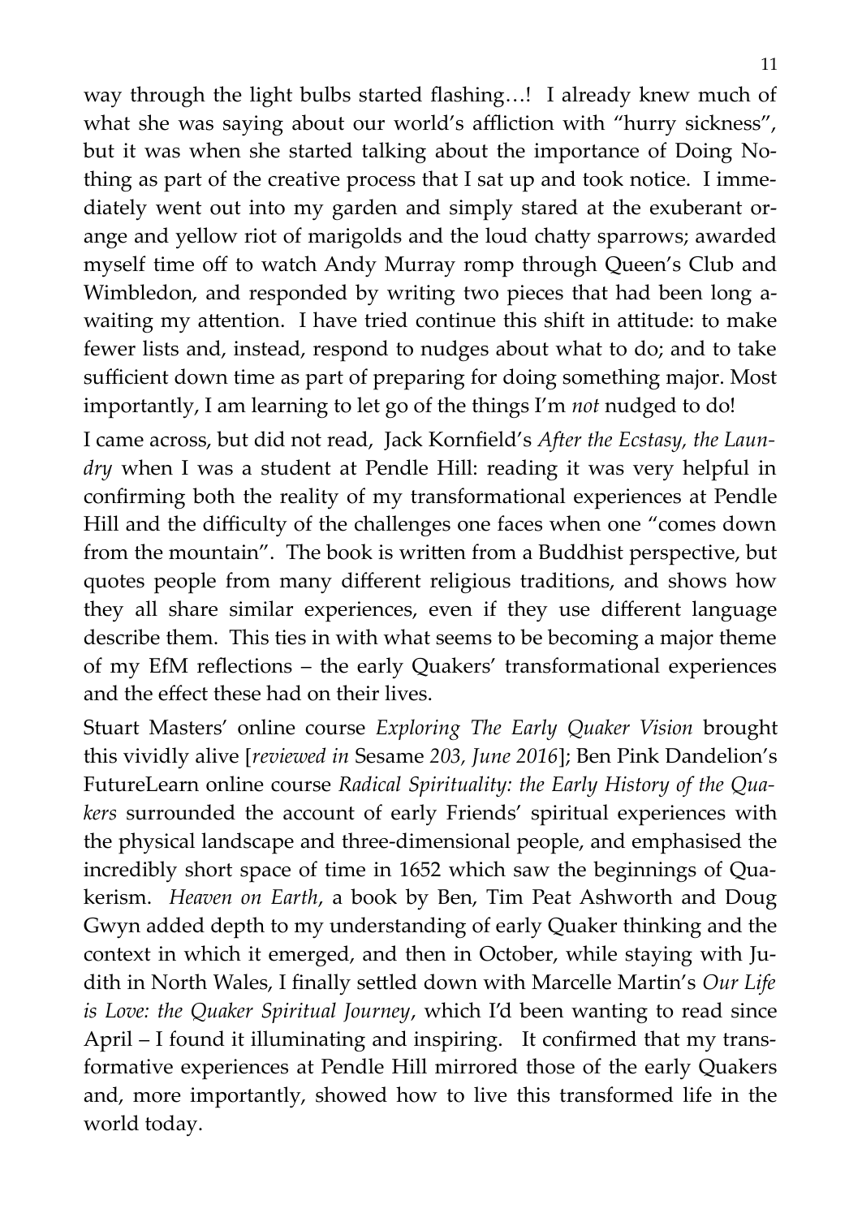way through the light bulbs started flashing…! I already knew much of what she was saying about our world's affliction with "hurry sickness", but it was when she started talking about the importance of Doing Nothing as part of the creative process that I sat up and took notice. I immediately went out into my garden and simply stared at the exuberant orange and yellow riot of marigolds and the loud chatty sparrows; awarded myself time off to watch Andy Murray romp through Queen's Club and Wimbledon, and responded by writing two pieces that had been long awaiting my attention. I have tried continue this shift in attitude: to make fewer lists and, instead, respond to nudges about what to do; and to take sufficient down time as part of preparing for doing something major. Most importantly, I am learning to let go of the things I'm *not* nudged to do!

I came across, but did not read, Jack Kornfield's *After the Ecstasy, the Laundry* when I was a student at Pendle Hill: reading it was very helpful in confirming both the reality of my transformational experiences at Pendle Hill and the difficulty of the challenges one faces when one "comes down from the mountain". The book is written from a Buddhist perspective, but quotes people from many different religious traditions, and shows how they all share similar experiences, even if they use different language describe them. This ties in with what seems to be becoming a major theme of my EfM reflections – the early Quakers' transformational experiences and the effect these had on their lives.

Stuart Masters' online course *Exploring The Early Quaker Vision* brought this vividly alive [*reviewed in* Sesame *203, June 2016*]; Ben Pink Dandelion's FutureLearn online course *Radical Spirituality: the Early History of the Quakers* surrounded the account of early Friends' spiritual experiences with the physical landscape and three-dimensional people, and emphasised the incredibly short space of time in 1652 which saw the beginnings of Quakerism. *Heaven on Earth*, a book by Ben, Tim Peat Ashworth and Doug Gwyn added depth to my understanding of early Quaker thinking and the context in which it emerged, and then in October, while staying with Judith in North Wales, I finally settled down with Marcelle Martin's *Our Life is Love: the Quaker Spiritual Journey*, which I'd been wanting to read since April – I found it illuminating and inspiring. It confirmed that my transformative experiences at Pendle Hill mirrored those of the early Quakers and, more importantly, showed how to live this transformed life in the world today.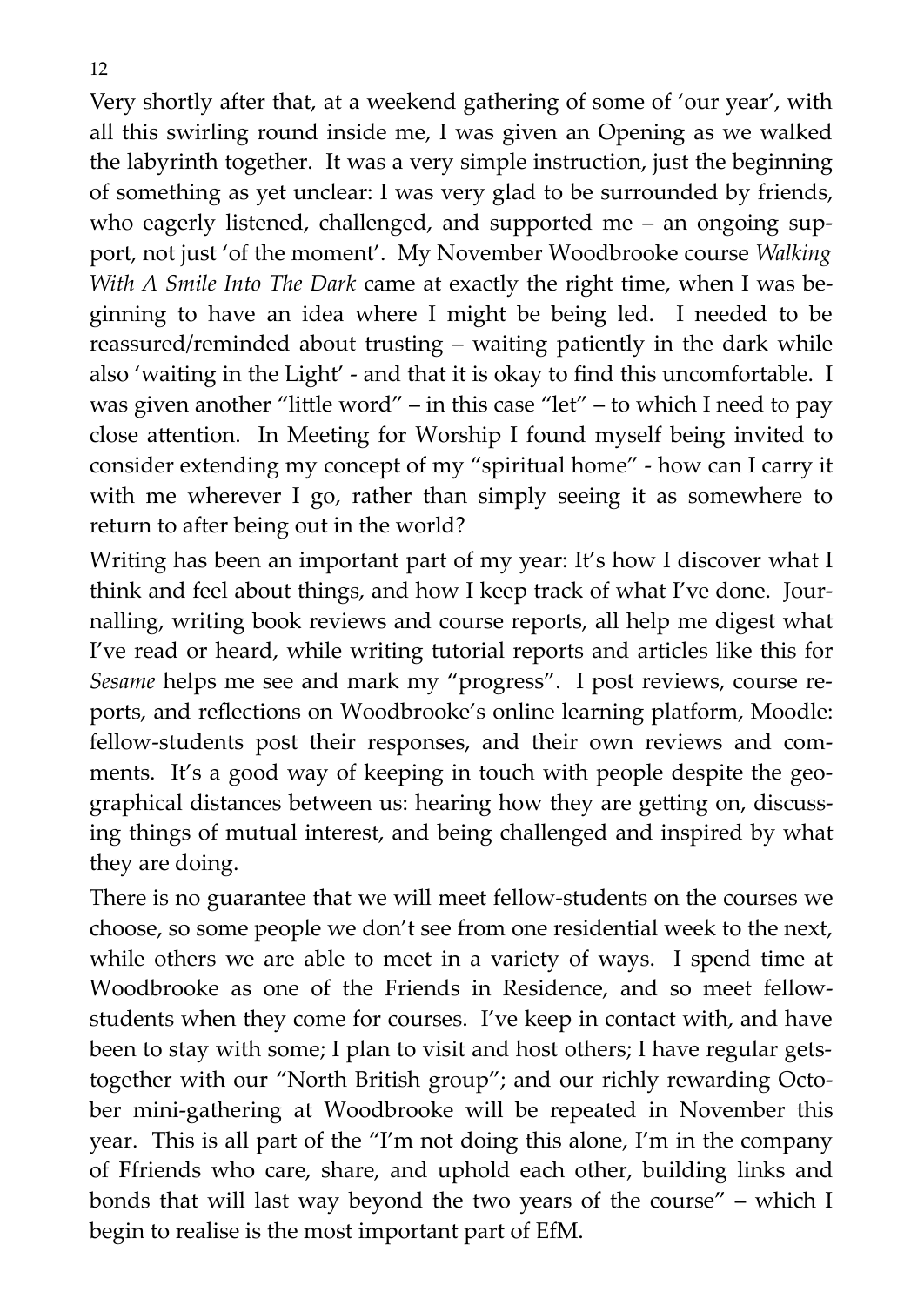Very shortly after that, at a weekend gathering of some of 'our year', with all this swirling round inside me, I was given an Opening as we walked the labyrinth together. It was a very simple instruction, just the beginning of something as yet unclear: I was very glad to be surrounded by friends, who eagerly listened, challenged, and supported me – an ongoing support, not just 'of the moment'. My November Woodbrooke course *Walking With A Smile Into The Dark* came at exactly the right time, when I was beginning to have an idea where I might be being led. I needed to be reassured/reminded about trusting – waiting patiently in the dark while also 'waiting in the Light' - and that it is okay to find this uncomfortable. I was given another "little word" – in this case "let" – to which I need to pay close attention. In Meeting for Worship I found myself being invited to consider extending my concept of my "spiritual home" - how can I carry it with me wherever I go, rather than simply seeing it as somewhere to return to after being out in the world?

Writing has been an important part of my year: It's how I discover what I think and feel about things, and how I keep track of what I've done. Journalling, writing book reviews and course reports, all help me digest what I've read or heard, while writing tutorial reports and articles like this for *Sesame* helps me see and mark my "progress". I post reviews, course reports, and reflections on Woodbrooke's online learning platform, Moodle: fellow-students post their responses, and their own reviews and comments. It's a good way of keeping in touch with people despite the geographical distances between us: hearing how they are getting on, discussing things of mutual interest, and being challenged and inspired by what they are doing.

There is no guarantee that we will meet fellow-students on the courses we choose, so some people we don't see from one residential week to the next, while others we are able to meet in a variety of ways. I spend time at Woodbrooke as one of the Friends in Residence, and so meet fellow-students when they come for courses. I've keep in contact with, and have been to stay with some; I plan to visit and host others; I have regular gets-together with our "North British group"; and our richly rewarding October mini-gathering at Woodbrooke will be repeated in November this year. This is all part of the "I'm not doing this alone, I'm in the company of Ffriends who care, share, and uphold each other, building links and bonds that will last way beyond the two years of the course" – which I begin to realise is the most important part of EfM.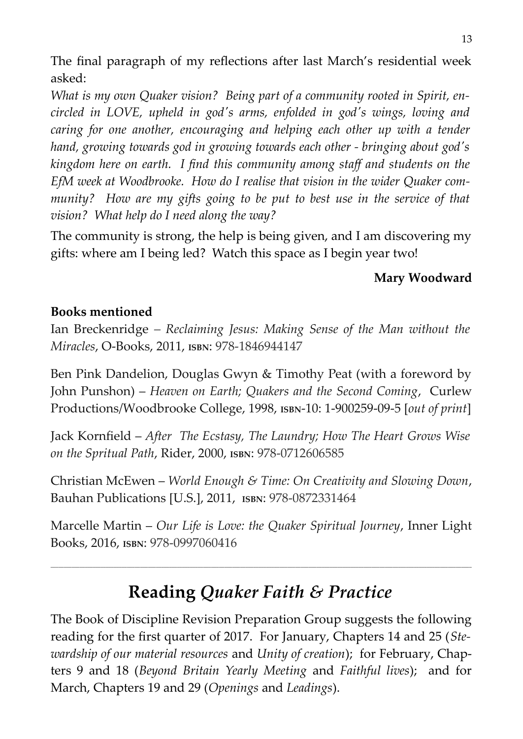The final paragraph of my reflections after last March's residential week asked:

*What is my own Quaker vision? Being part of a community rooted in Spirit, encircled in LOVE, upheld in god's arms, enfolded in god's wings, loving and caring for one another, encouraging and helping each other up with a tender hand, growing towards god in growing towards each other - bringing about god's kingdom here on earth. I find this community among staff and students on the EfM week at Woodbrooke. How do I realise that vision in the wider Quaker community? How are my gifts going to be put to best use in the service of that vision? What help do I need along the way?*

The community is strong, the help is being given, and I am discovering my gifts: where am I being led? Watch this space as I begin year two!

**Mary Woodward**

**Books mentioned**

Ian Breckenridge – *Reclaiming Jesus: Making Sense of the Man without the Miracles*, O-Books, 2011, ISBN: 978-1846944147

Ben Pink Dandelion, Douglas Gwyn & Timothy Peat (with a foreword by John Punshon) – *Heaven on Earth; Quakers and the Second Coming*, Curlew Productions/Woodbrooke College, 1998, ISBN-10: 1-900259-09-5 [*out of print*]

Jack Kornfield – *After The Ecstasy, The Laundry; How The Heart Grows Wise on the Spritual Path*, Rider, 2000, ISBN: 978-0712606585

Christian McEwen – *World Enough & Time: On Creativity and Slowing Down*, Bauhan Publications [U.S.], 2011, ISBN: 978-0872331464

Marcelle Martin – *Our Life is Love: the Quaker Spiritual Journey*, Inner Light Books, 2016, ISBN: 978-0997060416

---

## Reading *Quaker Faith & Practice*

The Book of Discipline Revision Preparation Group suggests the following reading for the first quarter of 2017. For January, Chapters 14 and 25 (*Stewardship of our material resources* and *Unity of creation*); for February, Chapters 9 and 18 (*Beyond Britain Yearly Meeting* and *Faithful lives*); and for March, Chapters 19 and 29 (*Openings* and *Leadings*).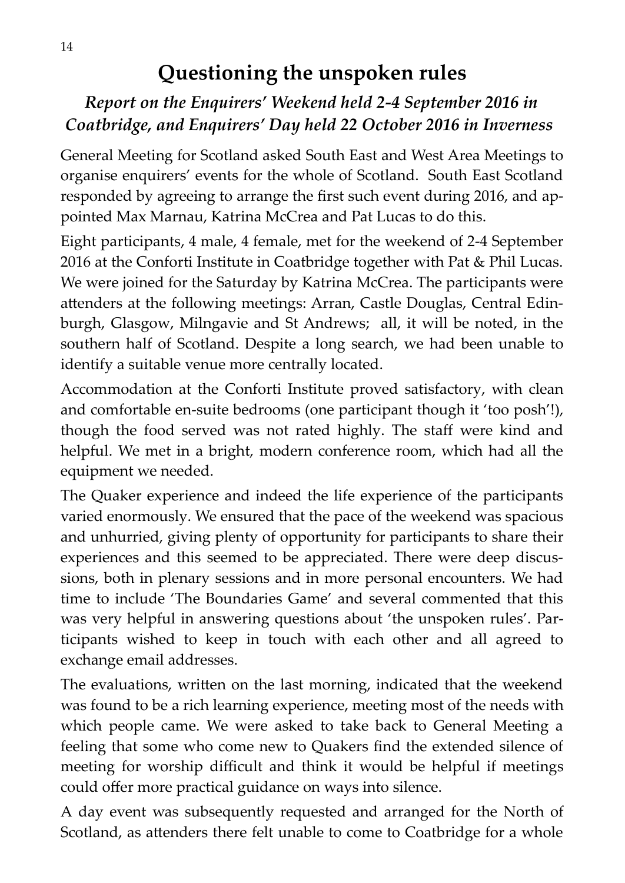# Questioning the unspoken rules

### *Report on the Enquirers' Weekend held 2-4 September 2016 in Coatbridge, and Enquirers' Day held 22 October 2016 in Inverness*

General Meeting for Scotland asked South East and West Area Meetings to organise enquirers' events for the whole of Scotland. South East Scotland responded by agreeing to arrange the first such event during 2016, and appointed Max Marnau, Katrina McCrea and Pat Lucas to do this.

Eight participants, 4 male, 4 female, met for the weekend of 2-4 September 2016 at the Conforti Institute in Coatbridge together with Pat & Phil Lucas. We were joined for the Saturday by Katrina McCrea. The participants were attenders at the following meetings: Arran, Castle Douglas, Central Edinburgh, Glasgow, Milngavie and St Andrews; all, it will be noted, in the southern half of Scotland. Despite a long search, we had been unable to identify a suitable venue more centrally located.

Accommodation at the Conforti Institute proved satisfactory, with clean and comfortable en-suite bedrooms (one participant though it 'too posh'!), though the food served was not rated highly. The staff were kind and helpful. We met in a bright, modern conference room, which had all the equipment we needed.

The Quaker experience and indeed the life experience of the participants varied enormously. We ensured that the pace of the weekend was spacious and unhurried, giving plenty of opportunity for participants to share their experiences and this seemed to be appreciated. There were deep discussions, both in plenary sessions and in more personal encounters. We had time to include 'The Boundaries Game' and several commented that this was very helpful in answering questions about 'the unspoken rules'. Participants wished to keep in touch with each other and all agreed to exchange email addresses.

The evaluations, written on the last morning, indicated that the weekend was found to be a rich learning experience, meeting most of the needs with which people came. We were asked to take back to General Meeting a feeling that some who come new to Quakers find the extended silence of meeting for worship difficult and think it would be helpful if meetings could offer more practical guidance on ways into silence.

A day event was subsequently requested and arranged for the North of Scotland, as attenders there felt unable to come to Coatbridge for a whole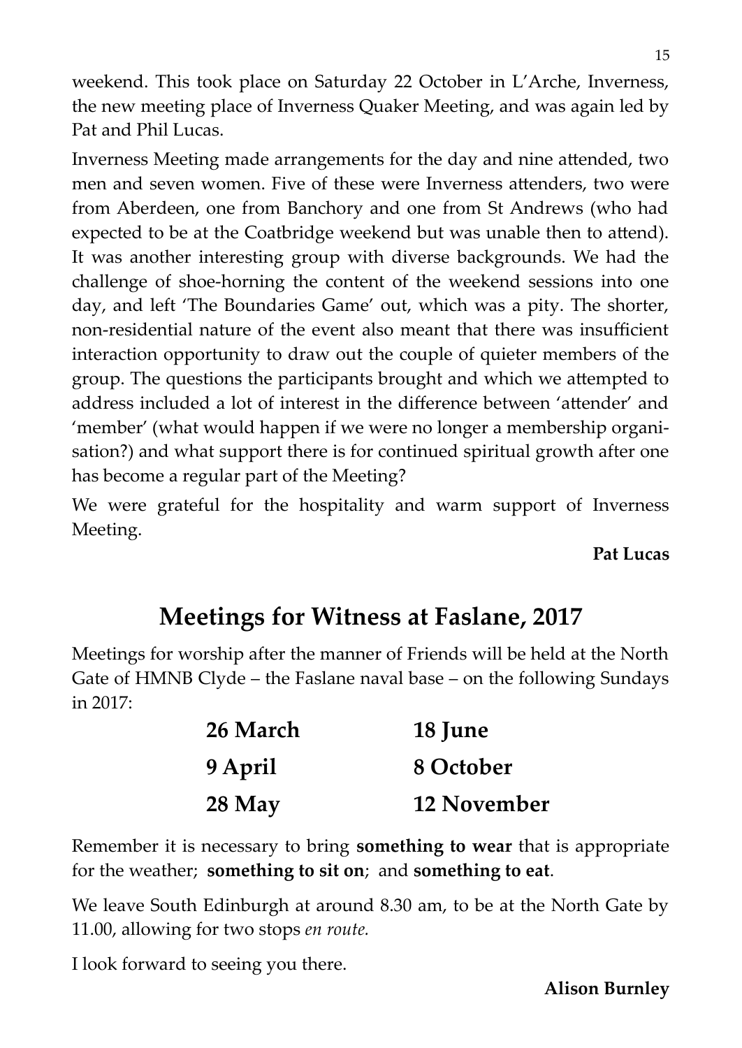weekend. This took place on Saturday 22 October in L'Arche, Inverness, the new meeting place of Inverness Quaker Meeting, and was again led by Pat and Phil Lucas.

Inverness Meeting made arrangements for the day and nine attended, two men and seven women. Five of these were Inverness attenders, two were from Aberdeen, one from Banchory and one from St Andrews (who had expected to be at the Coatbridge weekend but was unable then to attend). It was another interesting group with diverse backgrounds. We had the challenge of shoe-horning the content of the weekend sessions into one day, and left 'The Boundaries Game' out, which was a pity. The shorter, non-residential nature of the event also meant that there was insufficient interaction opportunity to draw out the couple of quieter members of the group. The questions the participants brought and which we attempted to address included a lot of interest in the difference between 'attender' and 'member' (what would happen if we were no longer a membership organisation?) and what support there is for continued spiritual growth after one has become a regular part of the Meeting?

We were grateful for the hospitality and warm support of Inverness Meeting.

**Pat Lucas**

## Meetings for Witness at Faslane, 2017

Meetings for worship after the manner of Friends will be held at the North Gate of HMNB Clyde – the Faslane naval base – on the following Sundays in 2017:

| | |
|---|---|
| **26 March** | **18 June** |
| **9 April** | **8 October** |
| **28 May** | **12 November** |

Remember it is necessary to bring **something to wear** that is appropriate for the weather; **something to sit on**; and **something to eat**.

We leave South Edinburgh at around 8.30 am, to be at the North Gate by 11.00, allowing for two stops *en route.*

I look forward to seeing you there.

**Alison Burnley**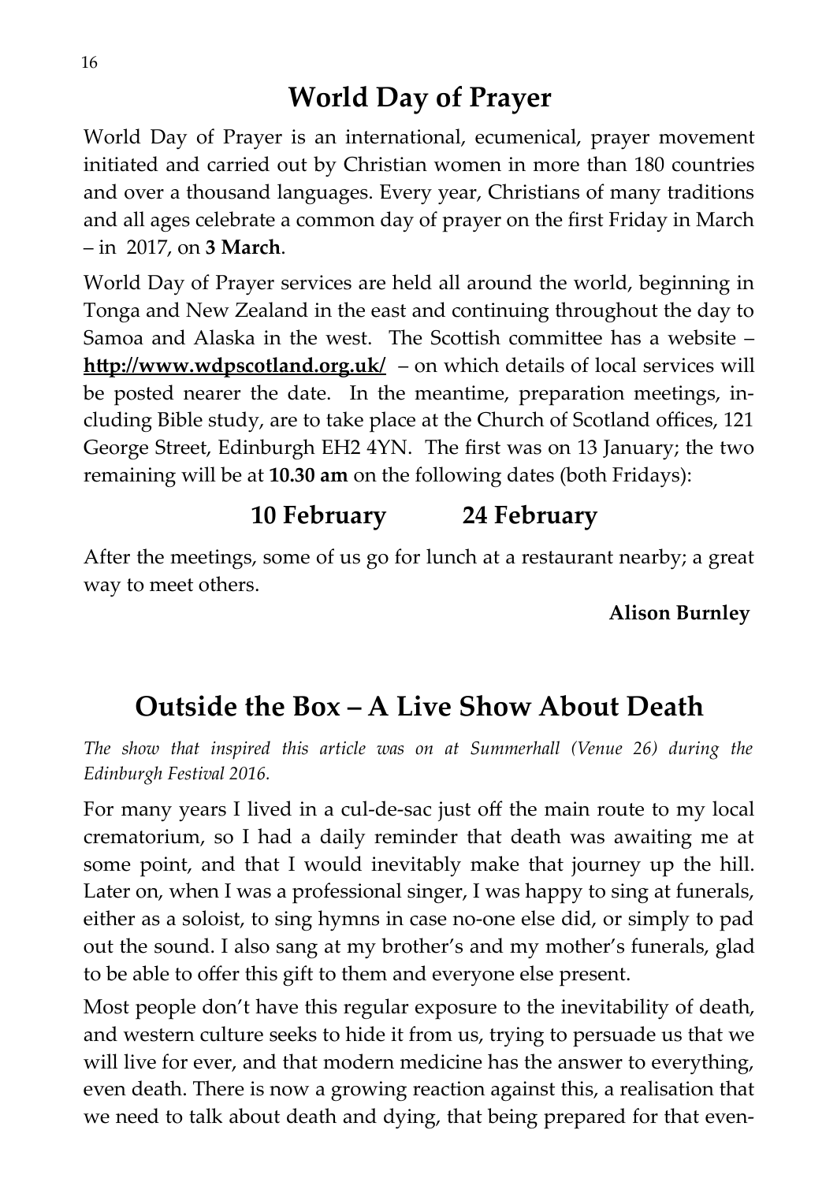## World Day of Prayer

World Day of Prayer is an international, ecumenical, prayer movement initiated and carried out by Christian women in more than 180 countries and over a thousand languages. Every year, Christians of many traditions and all ages celebrate a common day of prayer on the first Friday in March – in 2017, on **3 March**.

World Day of Prayer services are held all around the world, beginning in Tonga and New Zealand in the east and continuing throughout the day to Samoa and Alaska in the west. The Scottish committee has a website – **http://www.wdpscotland.org.uk/** – on which details of local services will be posted nearer the date. In the meantime, preparation meetings, including Bible study, are to take place at the Church of Scotland offices, 121 George Street, Edinburgh EH2 4YN. The first was on 13 January; the two remaining will be at **10.30 am** on the following dates (both Fridays):

**10 February 24 February**

After the meetings, some of us go for lunch at a restaurant nearby; a great way to meet others.

**Alison Burnley**

## Outside the Box – A Live Show About Death

*The show that inspired this article was on at Summerhall (Venue 26) during the Edinburgh Festival 2016.*

For many years I lived in a cul-de-sac just off the main route to my local crematorium, so I had a daily reminder that death was awaiting me at some point, and that I would inevitably make that journey up the hill. Later on, when I was a professional singer, I was happy to sing at funerals, either as a soloist, to sing hymns in case no-one else did, or simply to pad out the sound. I also sang at my brother's and my mother's funerals, glad to be able to offer this gift to them and everyone else present.

Most people don't have this regular exposure to the inevitability of death, and western culture seeks to hide it from us, trying to persuade us that we will live for ever, and that modern medicine has the answer to everything, even death. There is now a growing reaction against this, a realisation that we need to talk about death and dying, that being prepared for that even-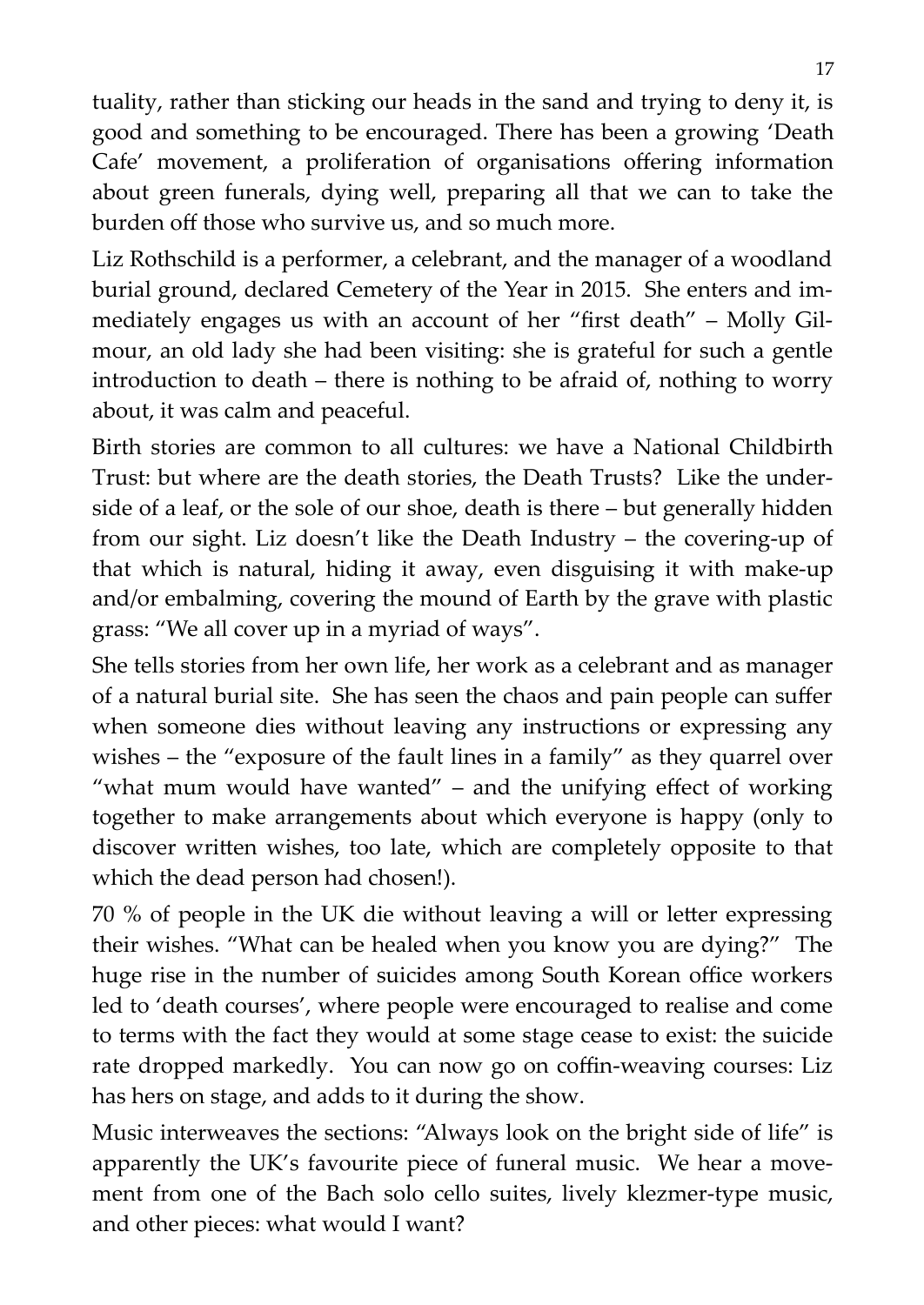tuality, rather than sticking our heads in the sand and trying to deny it, is good and something to be encouraged. There has been a growing 'Death Cafe' movement, a proliferation of organisations offering information about green funerals, dying well, preparing all that we can to take the burden off those who survive us, and so much more.

Liz Rothschild is a performer, a celebrant, and the manager of a woodland burial ground, declared Cemetery of the Year in 2015. She enters and immediately engages us with an account of her "first death" – Molly Gilmour, an old lady she had been visiting: she is grateful for such a gentle introduction to death – there is nothing to be afraid of, nothing to worry about, it was calm and peaceful.

Birth stories are common to all cultures: we have a National Childbirth Trust: but where are the death stories, the Death Trusts? Like the underside of a leaf, or the sole of our shoe, death is there – but generally hidden from our sight. Liz doesn't like the Death Industry – the covering-up of that which is natural, hiding it away, even disguising it with make-up and/or embalming, covering the mound of Earth by the grave with plastic grass: "We all cover up in a myriad of ways".

She tells stories from her own life, her work as a celebrant and as manager of a natural burial site. She has seen the chaos and pain people can suffer when someone dies without leaving any instructions or expressing any wishes – the "exposure of the fault lines in a family" as they quarrel over "what mum would have wanted" – and the unifying effect of working together to make arrangements about which everyone is happy (only to discover written wishes, too late, which are completely opposite to that which the dead person had chosen!).

70 % of people in the UK die without leaving a will or letter expressing their wishes. "What can be healed when you know you are dying?" The huge rise in the number of suicides among South Korean office workers led to 'death courses', where people were encouraged to realise and come to terms with the fact they would at some stage cease to exist: the suicide rate dropped markedly. You can now go on coffin-weaving courses: Liz has hers on stage, and adds to it during the show.

Music interweaves the sections: "Always look on the bright side of life" is apparently the UK's favourite piece of funeral music. We hear a movement from one of the Bach solo cello suites, lively klezmer-type music, and other pieces: what would I want?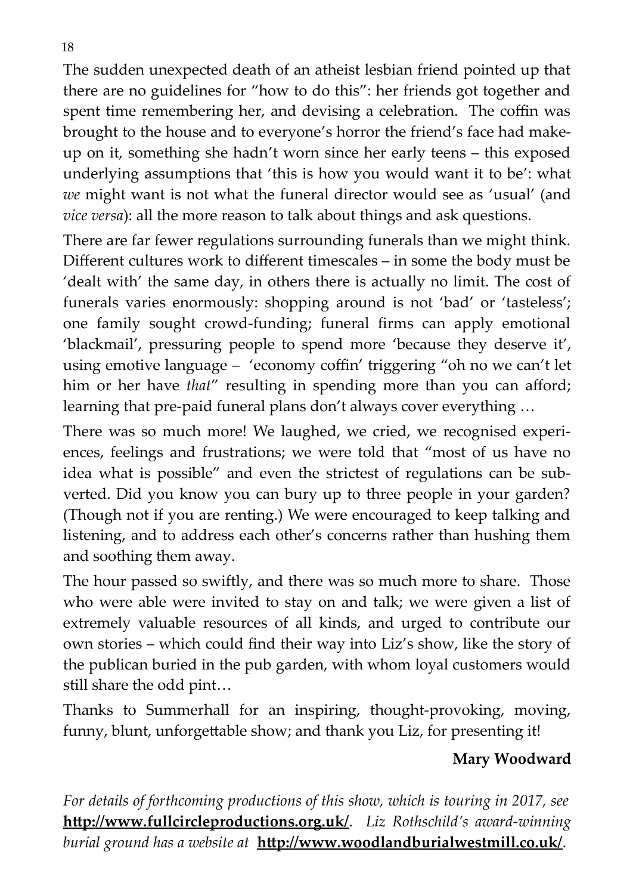The sudden unexpected death of an atheist lesbian friend pointed up that there are no guidelines for "how to do this": her friends got together and spent time remembering her, and devising a celebration. The coffin was brought to the house and to everyone's horror the friend's face had make-up on it, something she hadn't worn since her early teens – this exposed underlying assumptions that 'this is how you would want it to be': what *we* might want is not what the funeral director would see as 'usual' (and *vice versa*): all the more reason to talk about things and ask questions.

There are far fewer regulations surrounding funerals than we might think. Different cultures work to different timescales – in some the body must be 'dealt with' the same day, in others there is actually no limit. The cost of funerals varies enormously: shopping around is not 'bad' or 'tasteless'; one family sought crowd-funding; funeral firms can apply emotional 'blackmail', pressuring people to spend more 'because they deserve it', using emotive language – 'economy coffin' triggering "oh no we can't let him or her have *that*" resulting in spending more than you can afford; learning that pre-paid funeral plans don't always cover everything …

There was so much more! We laughed, we cried, we recognised experiences, feelings and frustrations; we were told that "most of us have no idea what is possible" and even the strictest of regulations can be subverted. Did you know you can bury up to three people in your garden? (Though not if you are renting.) We were encouraged to keep talking and listening, and to address each other's concerns rather than hushing them and soothing them away.

The hour passed so swiftly, and there was so much more to share. Those who were able were invited to stay on and talk; we were given a list of extremely valuable resources of all kinds, and urged to contribute our own stories – which could find their way into Liz's show, like the story of the publican buried in the pub garden, with whom loyal customers would still share the odd pint…

Thanks to Summerhall for an inspiring, thought-provoking, moving, funny, blunt, unforgettable show; and thank you Liz, for presenting it!

**Mary Woodward**

*For details of forthcoming productions of this show, which is touring in 2017, see* **http://www.fullcircleproductions.org.uk/**. *Liz Rothschild's award-winning burial ground has a website at* **http://www.woodlandburialwestmill.co.uk/**.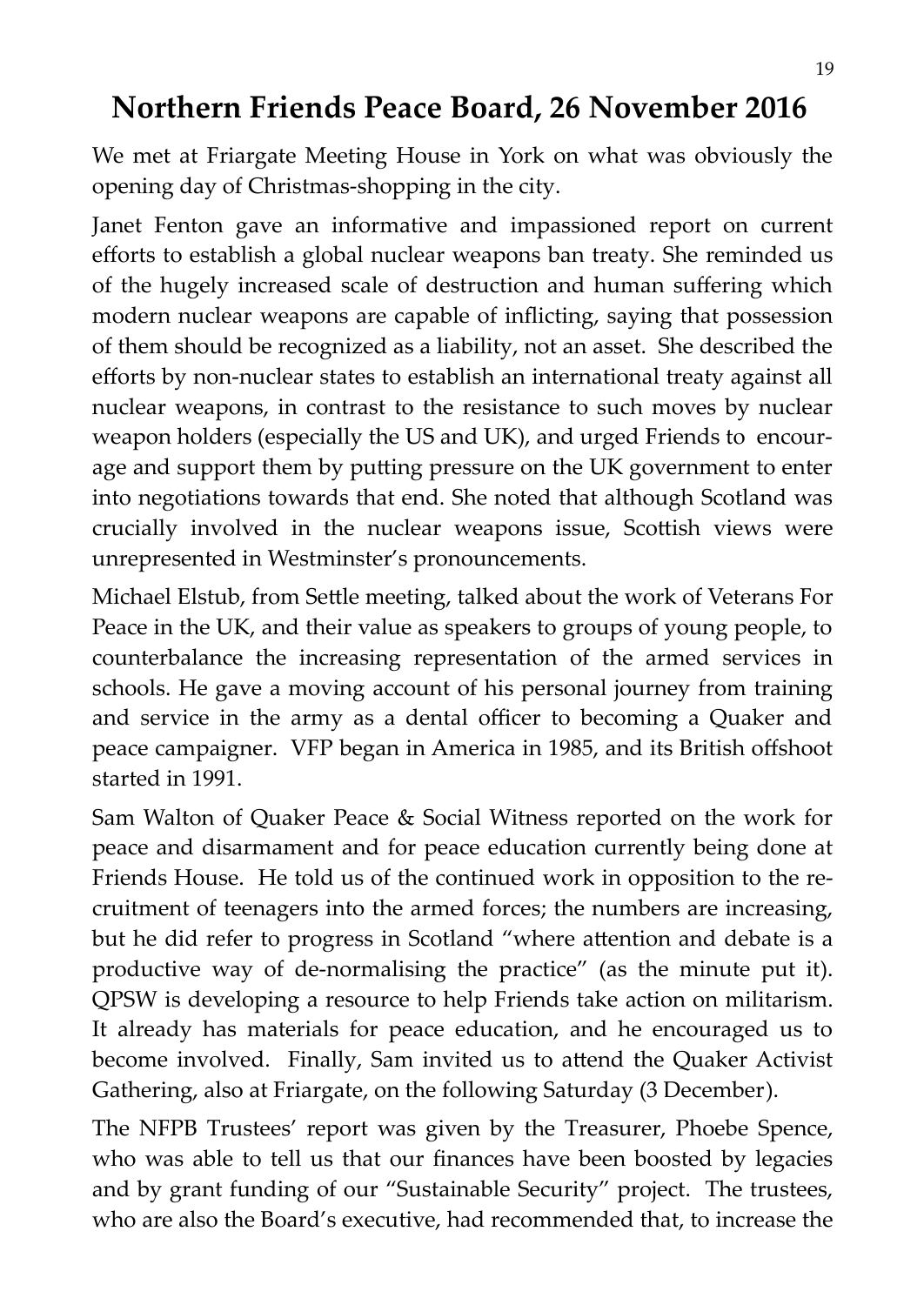# Northern Friends Peace Board, 26 November 2016

We met at Friargate Meeting House in York on what was obviously the opening day of Christmas-shopping in the city.

Janet Fenton gave an informative and impassioned report on current efforts to establish a global nuclear weapons ban treaty. She reminded us of the hugely increased scale of destruction and human suffering which modern nuclear weapons are capable of inflicting, saying that possession of them should be recognized as a liability, not an asset. She described the efforts by non-nuclear states to establish an international treaty against all nuclear weapons, in contrast to the resistance to such moves by nuclear weapon holders (especially the US and UK), and urged Friends to encourage and support them by putting pressure on the UK government to enter into negotiations towards that end. She noted that although Scotland was crucially involved in the nuclear weapons issue, Scottish views were unrepresented in Westminster's pronouncements.

Michael Elstub, from Settle meeting, talked about the work of Veterans For Peace in the UK, and their value as speakers to groups of young people, to counterbalance the increasing representation of the armed services in schools. He gave a moving account of his personal journey from training and service in the army as a dental officer to becoming a Quaker and peace campaigner. VFP began in America in 1985, and its British offshoot started in 1991.

Sam Walton of Quaker Peace & Social Witness reported on the work for peace and disarmament and for peace education currently being done at Friends House. He told us of the continued work in opposition to the recruitment of teenagers into the armed forces; the numbers are increasing, but he did refer to progress in Scotland "where attention and debate is a productive way of de-normalising the practice" (as the minute put it). QPSW is developing a resource to help Friends take action on militarism. It already has materials for peace education, and he encouraged us to become involved. Finally, Sam invited us to attend the Quaker Activist Gathering, also at Friargate, on the following Saturday (3 December).

The NFPB Trustees' report was given by the Treasurer, Phoebe Spence, who was able to tell us that our finances have been boosted by legacies and by grant funding of our "Sustainable Security" project. The trustees, who are also the Board's executive, had recommended that, to increase the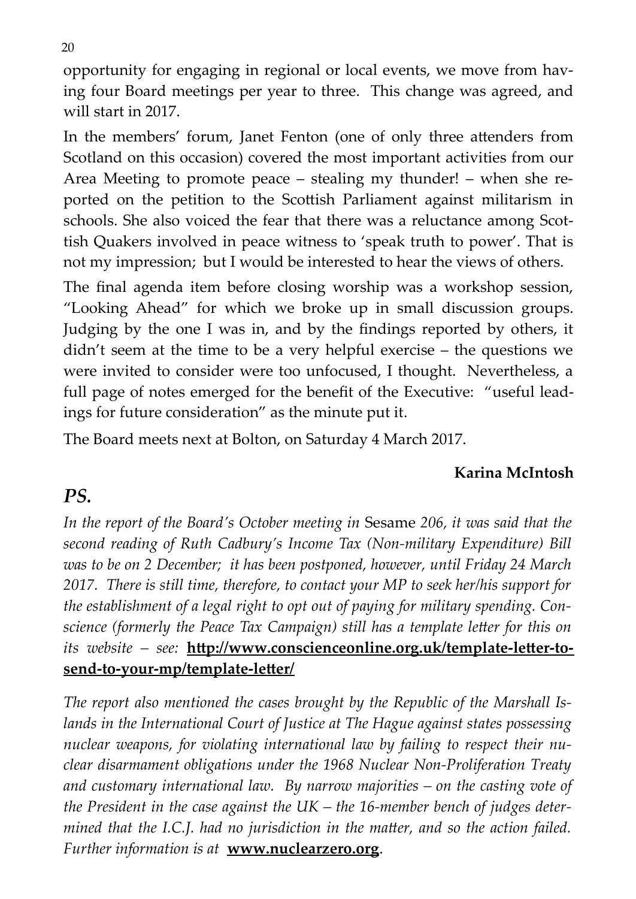opportunity for engaging in regional or local events, we move from having four Board meetings per year to three. This change was agreed, and will start in 2017.

In the members' forum, Janet Fenton (one of only three attenders from Scotland on this occasion) covered the most important activities from our Area Meeting to promote peace – stealing my thunder! – when she reported on the petition to the Scottish Parliament against militarism in schools. She also voiced the fear that there was a reluctance among Scottish Quakers involved in peace witness to 'speak truth to power'. That is not my impression; but I would be interested to hear the views of others.

The final agenda item before closing worship was a workshop session, "Looking Ahead" for which we broke up in small discussion groups. Judging by the one I was in, and by the findings reported by others, it didn't seem at the time to be a very helpful exercise – the questions we were invited to consider were too unfocused, I thought. Nevertheless, a full page of notes emerged for the benefit of the Executive: "useful leadings for future consideration" as the minute put it.

The Board meets next at Bolton, on Saturday 4 March 2017.

**Karina McIntosh**

## *PS.*

*In the report of the Board's October meeting in* Sesame *206, it was said that the second reading of Ruth Cadbury's Income Tax (Non-military Expenditure) Bill was to be on 2 December; it has been postponed, however, until Friday 24 March 2017. There is still time, therefore, to contact your MP to seek her/his support for the establishment of a legal right to opt out of paying for military spending. Conscience (formerly the Peace Tax Campaign) still has a template letter for this on its website – see:* **http://www.conscienceonline.org.uk/template-letter-to-send-to-your-mp/template-letter/**

*The report also mentioned the cases brought by the Republic of the Marshall Islands in the International Court of Justice at The Hague against states possessing nuclear weapons, for violating international law by failing to respect their nuclear disarmament obligations under the 1968 Nuclear Non-Proliferation Treaty and customary international law. By narrow majorities – on the casting vote of the President in the case against the UK – the 16-member bench of judges determined that the I.C.J. had no jurisdiction in the matter, and so the action failed. Further information is at* **www.nuclearzero.org**.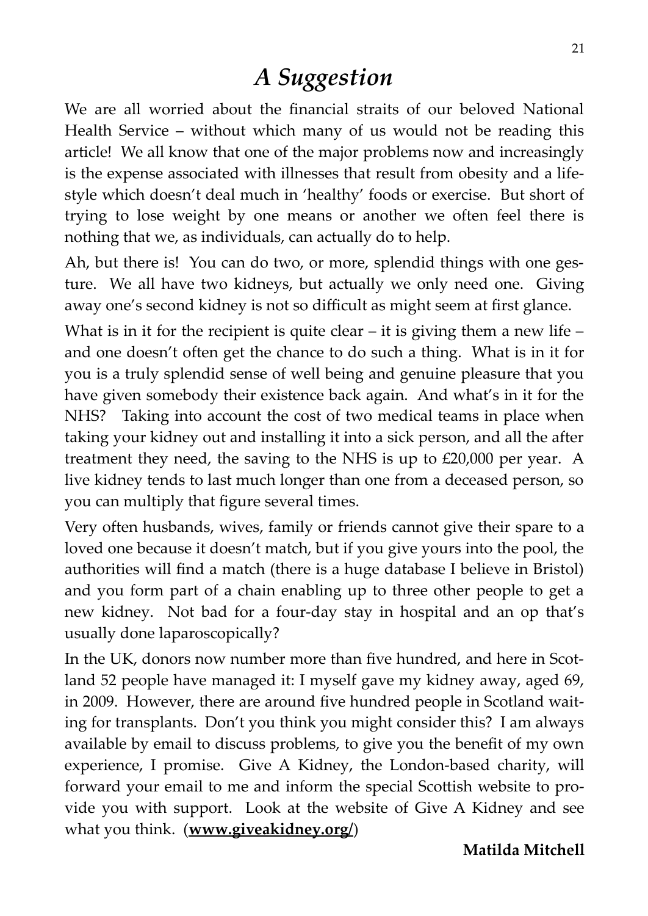# *A Suggestion*

We are all worried about the financial straits of our beloved National Health Service – without which many of us would not be reading this article! We all know that one of the major problems now and increasingly is the expense associated with illnesses that result from obesity and a lifestyle which doesn't deal much in 'healthy' foods or exercise. But short of trying to lose weight by one means or another we often feel there is nothing that we, as individuals, can actually do to help.

Ah, but there is! You can do two, or more, splendid things with one gesture. We all have two kidneys, but actually we only need one. Giving away one's second kidney is not so difficult as might seem at first glance.

What is in it for the recipient is quite clear – it is giving them a new life – and one doesn't often get the chance to do such a thing. What is in it for you is a truly splendid sense of well being and genuine pleasure that you have given somebody their existence back again. And what's in it for the NHS? Taking into account the cost of two medical teams in place when taking your kidney out and installing it into a sick person, and all the after treatment they need, the saving to the NHS is up to £20,000 per year. A live kidney tends to last much longer than one from a deceased person, so you can multiply that figure several times.

Very often husbands, wives, family or friends cannot give their spare to a loved one because it doesn't match, but if you give yours into the pool, the authorities will find a match (there is a huge database I believe in Bristol) and you form part of a chain enabling up to three other people to get a new kidney. Not bad for a four-day stay in hospital and an op that's usually done laparoscopically?

In the UK, donors now number more than five hundred, and here in Scotland 52 people have managed it: I myself gave my kidney away, aged 69, in 2009. However, there are around five hundred people in Scotland waiting for transplants. Don't you think you might consider this? I am always available by email to discuss problems, to give you the benefit of my own experience, I promise. Give A Kidney, the London-based charity, will forward your email to me and inform the special Scottish website to provide you with support. Look at the website of Give A Kidney and see what you think. (**www.giveakidney.org/**)

**Matilda Mitchell**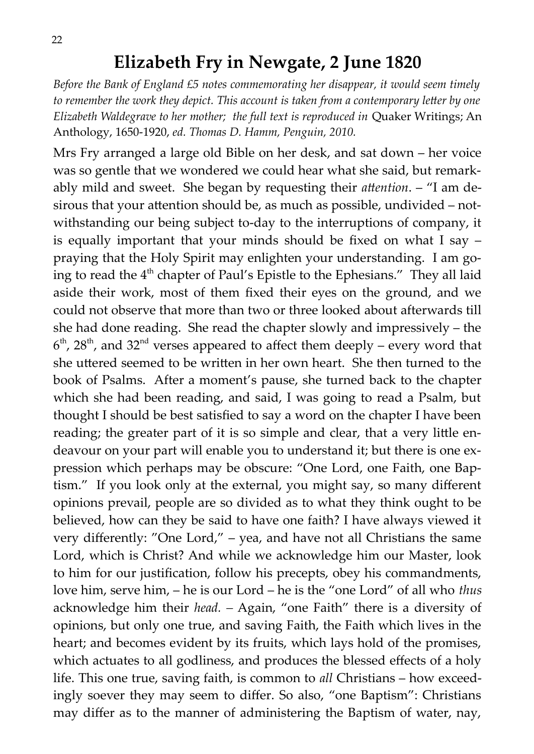# Elizabeth Fry in Newgate, 2 June 1820

*Before the Bank of England £5 notes commemorating her disappear, it would seem timely to remember the work they depict. This account is taken from a contemporary letter by one Elizabeth Waldegrave to her mother; the full text is reproduced in* Quaker Writings; An Anthology, 1650-1920, *ed. Thomas D. Hamm, Penguin, 2010.*

Mrs Fry arranged a large old Bible on her desk, and sat down – her voice was so gentle that we wondered we could hear what she said, but remarkably mild and sweet. She began by requesting their *attention*. – "I am desirous that your attention should be, as much as possible, undivided – notwithstanding our being subject to-day to the interruptions of company, it is equally important that your minds should be fixed on what I say – praying that the Holy Spirit may enlighten your understanding. I am going to read the 4th chapter of Paul's Epistle to the Ephesians." They all laid aside their work, most of them fixed their eyes on the ground, and we could not observe that more than two or three looked about afterwards till she had done reading. She read the chapter slowly and impressively – the 6th, 28th, and 32nd verses appeared to affect them deeply – every word that she uttered seemed to be written in her own heart. She then turned to the book of Psalms. After a moment's pause, she turned back to the chapter which she had been reading, and said, I was going to read a Psalm, but thought I should be best satisfied to say a word on the chapter I have been reading; the greater part of it is so simple and clear, that a very little endeavour on your part will enable you to understand it; but there is one expression which perhaps may be obscure: "One Lord, one Faith, one Baptism." If you look only at the external, you might say, so many different opinions prevail, people are so divided as to what they think ought to be believed, how can they be said to have one faith? I have always viewed it very differently: "One Lord," – yea, and have not all Christians the same Lord, which is Christ? And while we acknowledge him our Master, look to him for our justification, follow his precepts, obey his commandments, love him, serve him, – he is our Lord – he is the "one Lord" of all who *thus* acknowledge him their *head.* – Again, "one Faith" there is a diversity of opinions, but only one true, and saving Faith, the Faith which lives in the heart; and becomes evident by its fruits, which lays hold of the promises, which actuates to all godliness, and produces the blessed effects of a holy life. This one true, saving faith, is common to *all* Christians – how exceedingly soever they may seem to differ. So also, "one Baptism": Christians may differ as to the manner of administering the Baptism of water, nay,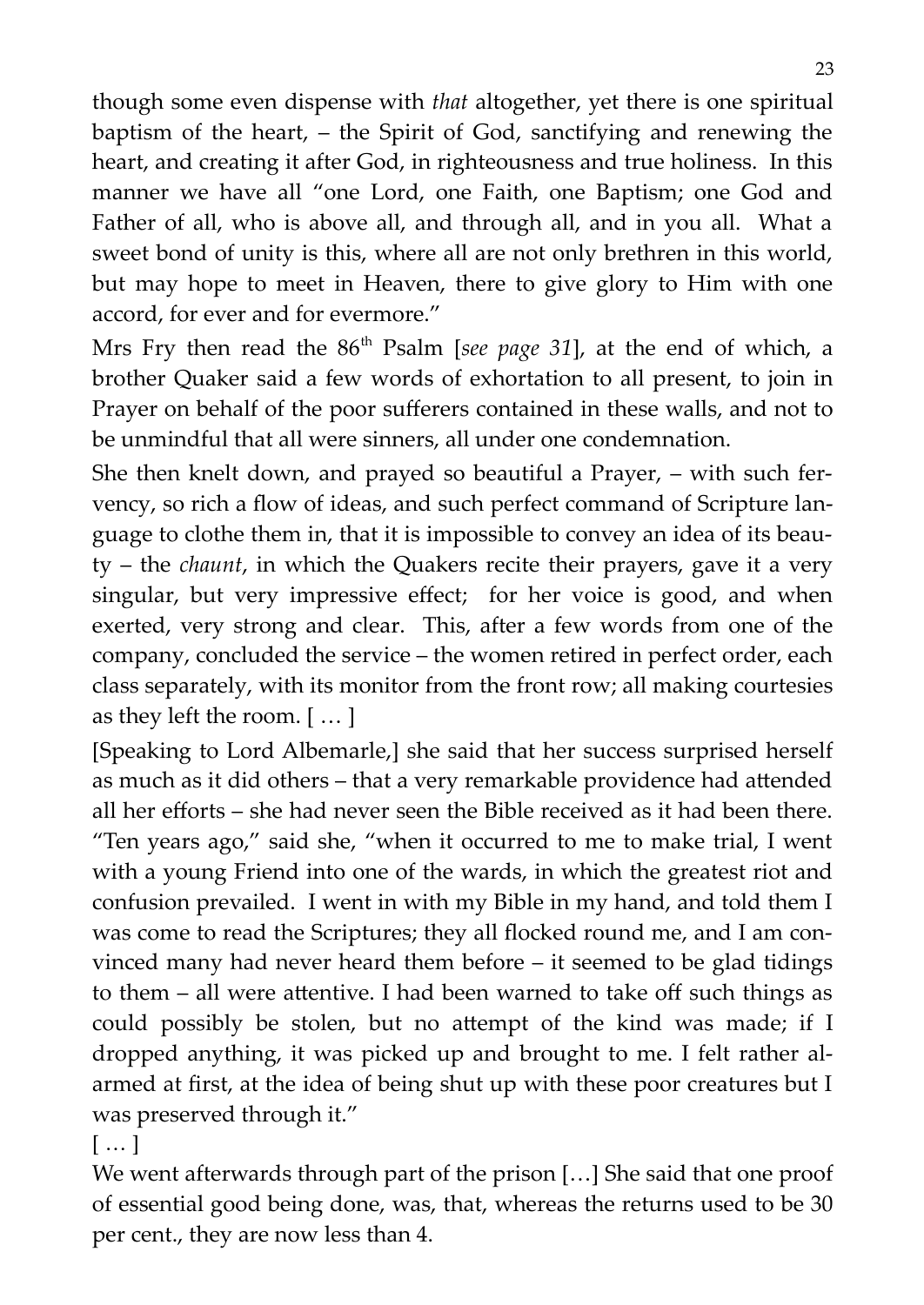though some even dispense with *that* altogether, yet there is one spiritual baptism of the heart, – the Spirit of God, sanctifying and renewing the heart, and creating it after God, in righteousness and true holiness. In this manner we have all "one Lord, one Faith, one Baptism; one God and Father of all, who is above all, and through all, and in you all. What a sweet bond of unity is this, where all are not only brethren in this world, but may hope to meet in Heaven, there to give glory to Him with one accord, for ever and for evermore."

Mrs Fry then read the 86th Psalm [*see page 31*], at the end of which, a brother Quaker said a few words of exhortation to all present, to join in Prayer on behalf of the poor sufferers contained in these walls, and not to be unmindful that all were sinners, all under one condemnation.

She then knelt down, and prayed so beautiful a Prayer, – with such fervency, so rich a flow of ideas, and such perfect command of Scripture language to clothe them in, that it is impossible to convey an idea of its beauty – the *chaunt*, in which the Quakers recite their prayers, gave it a very singular, but very impressive effect; for her voice is good, and when exerted, very strong and clear. This, after a few words from one of the company, concluded the service – the women retired in perfect order, each class separately, with its monitor from the front row; all making courtesies as they left the room. [ … ]

[Speaking to Lord Albemarle,] she said that her success surprised herself as much as it did others – that a very remarkable providence had attended all her efforts – she had never seen the Bible received as it had been there. "Ten years ago," said she, "when it occurred to me to make trial, I went with a young Friend into one of the wards, in which the greatest riot and confusion prevailed. I went in with my Bible in my hand, and told them I was come to read the Scriptures; they all flocked round me, and I am convinced many had never heard them before – it seemed to be glad tidings to them – all were attentive. I had been warned to take off such things as could possibly be stolen, but no attempt of the kind was made; if I dropped anything, it was picked up and brought to me. I felt rather alarmed at first, at the idea of being shut up with these poor creatures but I was preserved through it."

[ … ]

We went afterwards through part of the prison […] She said that one proof of essential good being done, was, that, whereas the returns used to be 30 per cent., they are now less than 4.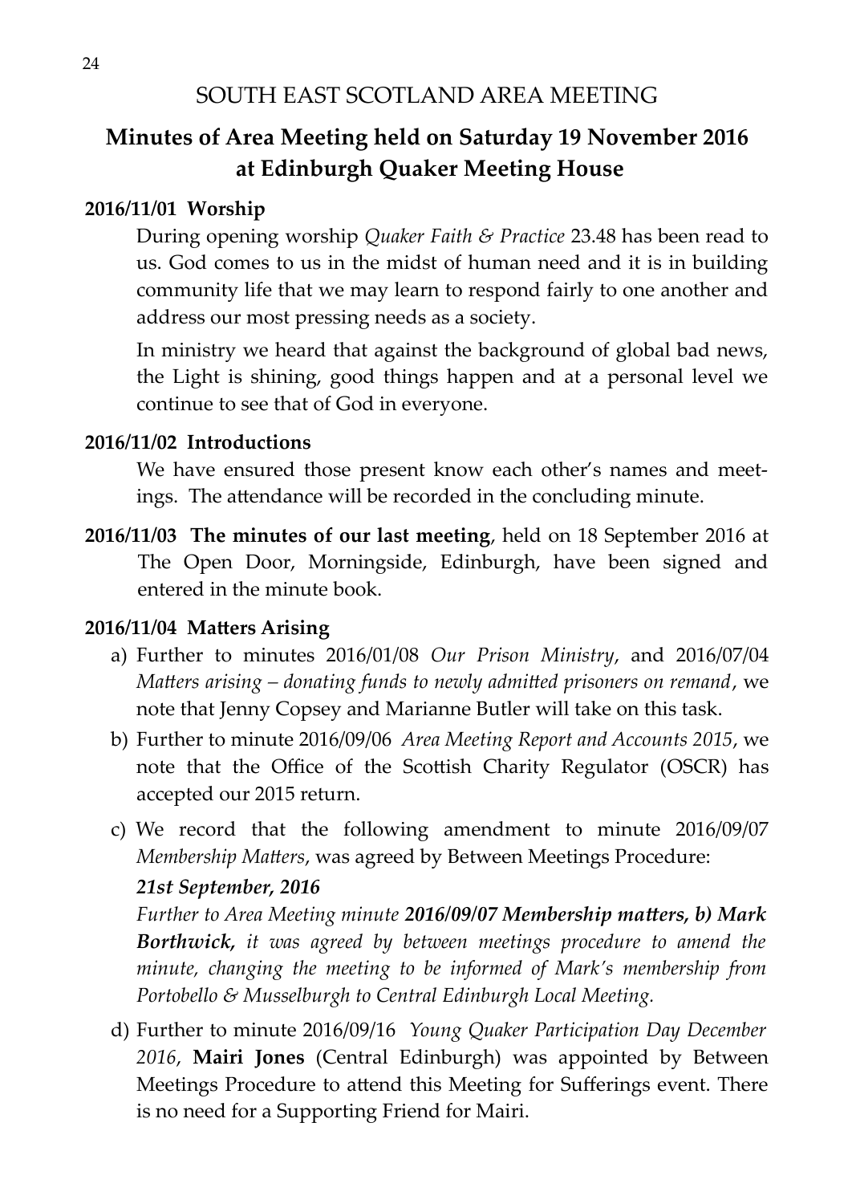SOUTH EAST SCOTLAND AREA MEETING

## Minutes of Area Meeting held on Saturday 19 November 2016 at Edinburgh Quaker Meeting House

**2016/11/01 Worship**

During opening worship *Quaker Faith & Practice* 23.48 has been read to us. God comes to us in the midst of human need and it is in building community life that we may learn to respond fairly to one another and address our most pressing needs as a society.

In ministry we heard that against the background of global bad news, the Light is shining, good things happen and at a personal level we continue to see that of God in everyone.

**2016/11/02 Introductions**

We have ensured those present know each other's names and meetings. The attendance will be recorded in the concluding minute.

**2016/11/03 The minutes of our last meeting**, held on 18 September 2016 at The Open Door, Morningside, Edinburgh, have been signed and entered in the minute book.

**2016/11/04 Matters Arising**

a) Further to minutes 2016/01/08 *Our Prison Ministry*, and 2016/07/04 *Matters arising – donating funds to newly admitted prisoners on remand*, we note that Jenny Copsey and Marianne Butler will take on this task.

b) Further to minute 2016/09/06 *Area Meeting Report and Accounts 2015*, we note that the Office of the Scottish Charity Regulator (OSCR) has accepted our 2015 return.

c) We record that the following amendment to minute 2016/09/07 *Membership Matters*, was agreed by Between Meetings Procedure:

***21st September, 2016***

*Further to Area Meeting minute **2016/09/07 Membership matters, b) Mark Borthwick,** it was agreed by between meetings procedure to amend the minute, changing the meeting to be informed of Mark's membership from Portobello & Musselburgh to Central Edinburgh Local Meeting.*

d) Further to minute 2016/09/16 *Young Quaker Participation Day December 2016*, **Mairi Jones** (Central Edinburgh) was appointed by Between Meetings Procedure to attend this Meeting for Sufferings event. There is no need for a Supporting Friend for Mairi.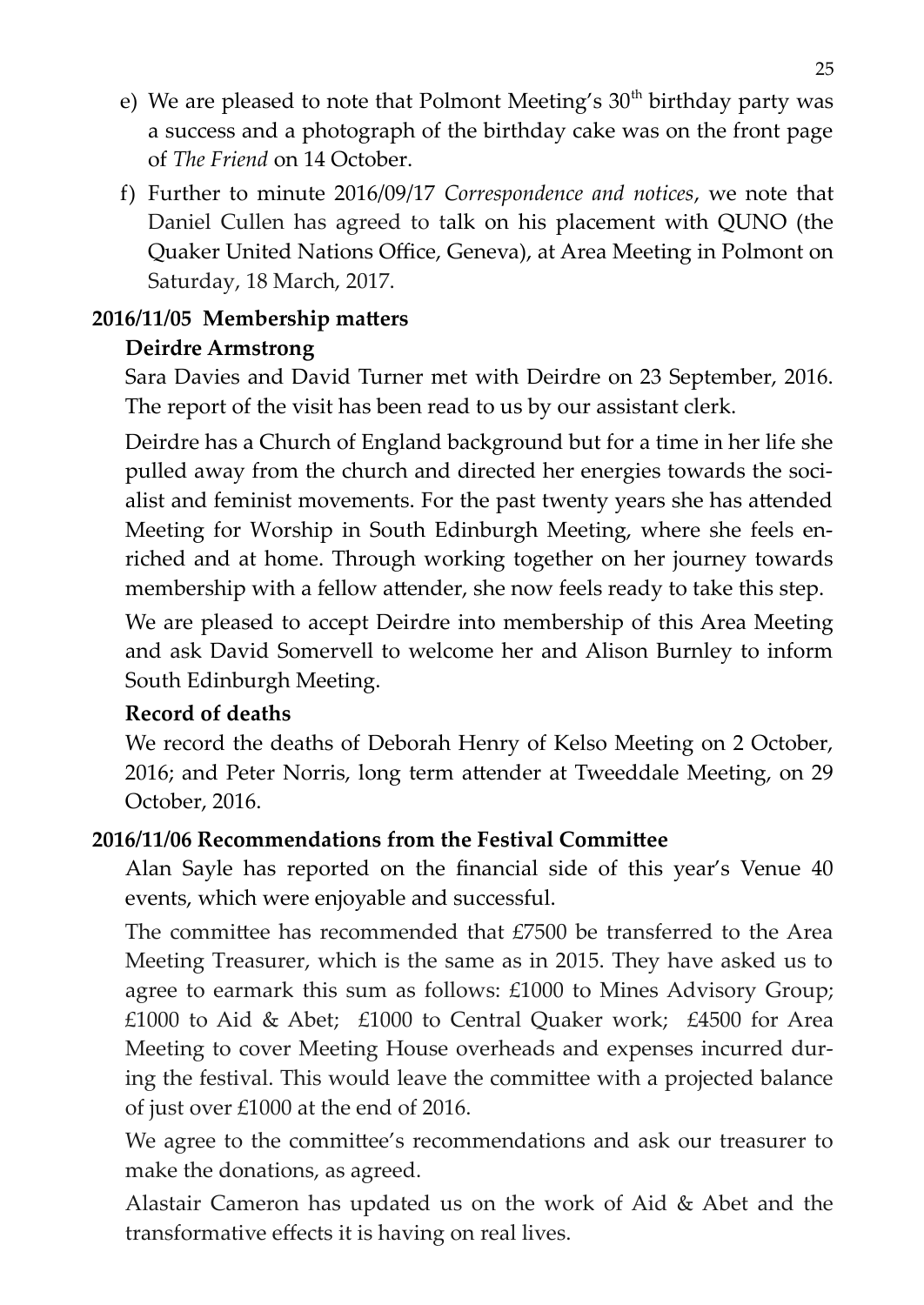e) We are pleased to note that Polmont Meeting's 30th birthday party was a success and a photograph of the birthday cake was on the front page of *The Friend* on 14 October.

f) Further to minute 2016/09/17 *Correspondence and notices*, we note that Daniel Cullen has agreed to talk on his placement with QUNO (the Quaker United Nations Office, Geneva), at Area Meeting in Polmont on Saturday, 18 March, 2017.

**2016/11/05 Membership matters**

**Deirdre Armstrong**

Sara Davies and David Turner met with Deirdre on 23 September, 2016. The report of the visit has been read to us by our assistant clerk.

Deirdre has a Church of England background but for a time in her life she pulled away from the church and directed her energies towards the socialist and feminist movements. For the past twenty years she has attended Meeting for Worship in South Edinburgh Meeting, where she feels enriched and at home. Through working together on her journey towards membership with a fellow attender, she now feels ready to take this step.

We are pleased to accept Deirdre into membership of this Area Meeting and ask David Somervell to welcome her and Alison Burnley to inform South Edinburgh Meeting.

**Record of deaths**

We record the deaths of Deborah Henry of Kelso Meeting on 2 October, 2016; and Peter Norris, long term attender at Tweeddale Meeting, on 29 October, 2016.

**2016/11/06 Recommendations from the Festival Committee**

Alan Sayle has reported on the financial side of this year's Venue 40 events, which were enjoyable and successful.

The committee has recommended that £7500 be transferred to the Area Meeting Treasurer, which is the same as in 2015. They have asked us to agree to earmark this sum as follows: £1000 to Mines Advisory Group; £1000 to Aid & Abet; £1000 to Central Quaker work; £4500 for Area Meeting to cover Meeting House overheads and expenses incurred during the festival. This would leave the committee with a projected balance of just over £1000 at the end of 2016.

We agree to the committee's recommendations and ask our treasurer to make the donations, as agreed.

Alastair Cameron has updated us on the work of Aid & Abet and the transformative effects it is having on real lives.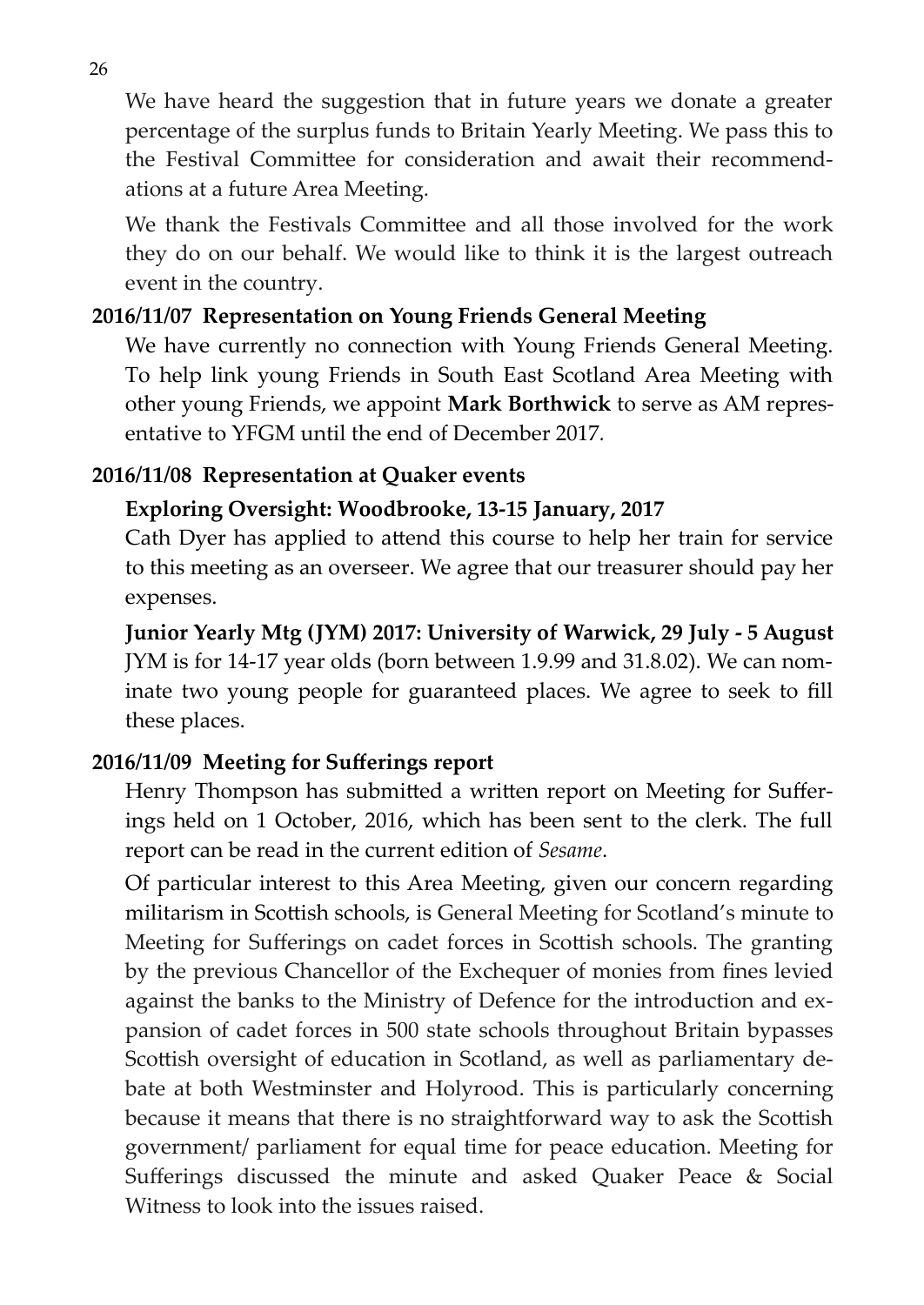We have heard the suggestion that in future years we donate a greater percentage of the surplus funds to Britain Yearly Meeting. We pass this to the Festival Committee for consideration and await their recommendations at a future Area Meeting.

We thank the Festivals Committee and all those involved for the work they do on our behalf. We would like to think it is the largest outreach event in the country.

**2016/11/07 Representation on Young Friends General Meeting**

We have currently no connection with Young Friends General Meeting. To help link young Friends in South East Scotland Area Meeting with other young Friends, we appoint **Mark Borthwick** to serve as AM representative to YFGM until the end of December 2017.

**2016/11/08 Representation at Quaker events**

**Exploring Oversight: Woodbrooke, 13-15 January, 2017**

Cath Dyer has applied to attend this course to help her train for service to this meeting as an overseer. We agree that our treasurer should pay her expenses.

**Junior Yearly Mtg (JYM) 2017: University of Warwick, 29 July - 5 August**

JYM is for 14-17 year olds (born between 1.9.99 and 31.8.02). We can nominate two young people for guaranteed places. We agree to seek to fill these places.

**2016/11/09 Meeting for Sufferings report**

Henry Thompson has submitted a written report on Meeting for Sufferings held on 1 October, 2016, which has been sent to the clerk. The full report can be read in the current edition of *Sesame*.

Of particular interest to this Area Meeting, given our concern regarding militarism in Scottish schools, is General Meeting for Scotland's minute to Meeting for Sufferings on cadet forces in Scottish schools. The granting by the previous Chancellor of the Exchequer of monies from fines levied against the banks to the Ministry of Defence for the introduction and expansion of cadet forces in 500 state schools throughout Britain bypasses Scottish oversight of education in Scotland, as well as parliamentary debate at both Westminster and Holyrood. This is particularly concerning because it means that there is no straightforward way to ask the Scottish government/ parliament for equal time for peace education. Meeting for Sufferings discussed the minute and asked Quaker Peace & Social Witness to look into the issues raised.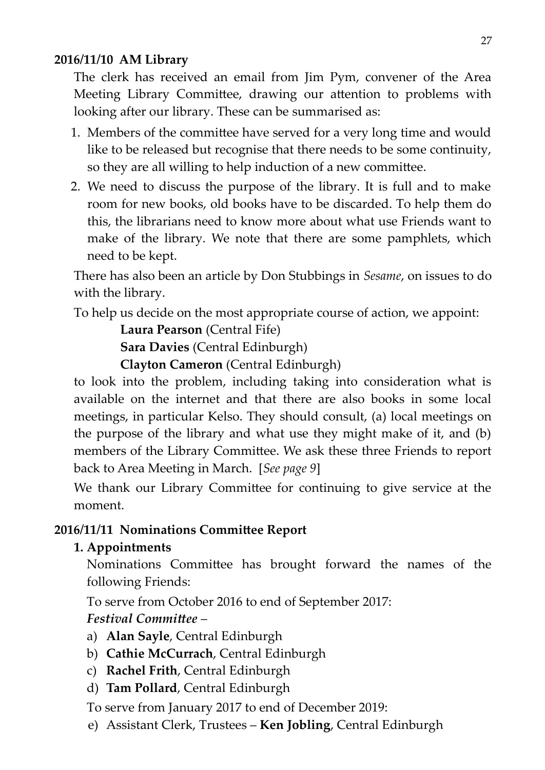**2016/11/10 AM Library**

The clerk has received an email from Jim Pym, convener of the Area Meeting Library Committee, drawing our attention to problems with looking after our library. These can be summarised as:

1. Members of the committee have served for a very long time and would like to be released but recognise that there needs to be some continuity, so they are all willing to help induction of a new committee.
2. We need to discuss the purpose of the library. It is full and to make room for new books, old books have to be discarded. To help them do this, the librarians need to know more about what use Friends want to make of the library. We note that there are some pamphlets, which need to be kept.

There has also been an article by Don Stubbings in *Sesame*, on issues to do with the library.

To help us decide on the most appropriate course of action, we appoint:

**Laura Pearson** (Central Fife)
**Sara Davies** (Central Edinburgh)
**Clayton Cameron** (Central Edinburgh)

to look into the problem, including taking into consideration what is available on the internet and that there are also books in some local meetings, in particular Kelso. They should consult, (a) local meetings on the purpose of the library and what use they might make of it, and (b) members of the Library Committee. We ask these three Friends to report back to Area Meeting in March. [*See page 9*]

We thank our Library Committee for continuing to give service at the moment.

**2016/11/11 Nominations Committee Report**

**1. Appointments**

Nominations Committee has brought forward the names of the following Friends:

To serve from October 2016 to end of September 2017:

***Festival Committee*** –

a) **Alan Sayle**, Central Edinburgh
b) **Cathie McCurrach**, Central Edinburgh
c) **Rachel Frith**, Central Edinburgh
d) **Tam Pollard**, Central Edinburgh

To serve from January 2017 to end of December 2019:

e) Assistant Clerk, Trustees – **Ken Jobling**, Central Edinburgh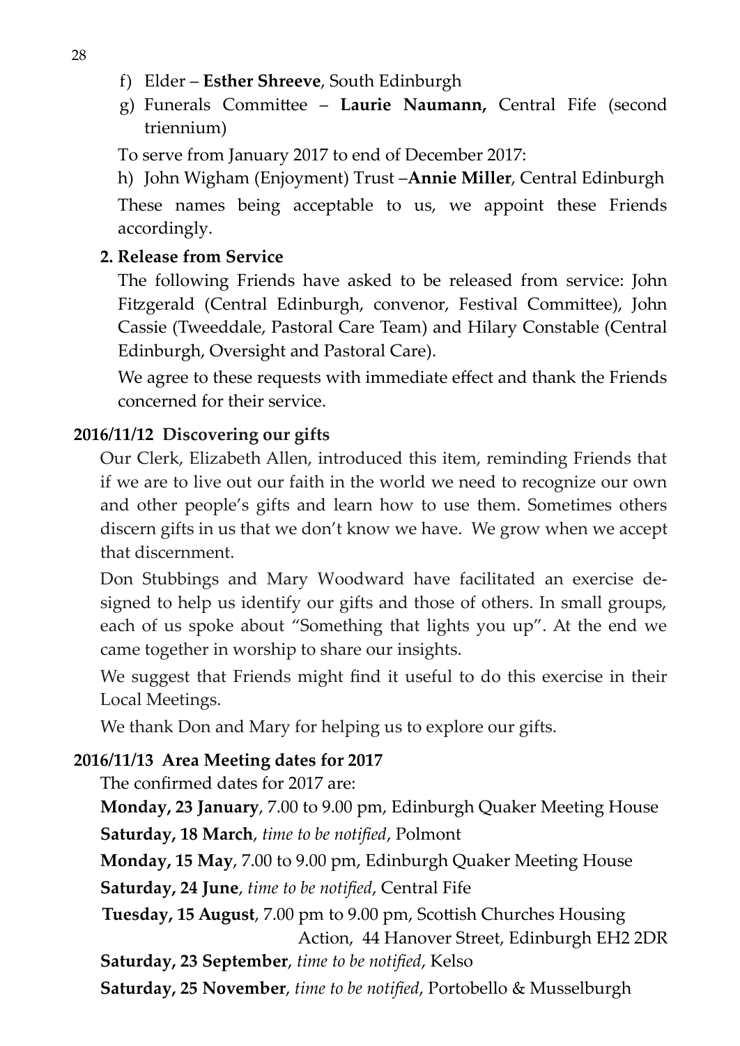f) Elder – **Esther Shreeve**, South Edinburgh
g) Funerals Committee – **Laurie Naumann,** Central Fife (second triennium)

To serve from January 2017 to end of December 2017:

h) John Wigham (Enjoyment) Trust –**Annie Miller**, Central Edinburgh

These names being acceptable to us, we appoint these Friends accordingly.

**2. Release from Service**

The following Friends have asked to be released from service: John Fitzgerald (Central Edinburgh, convenor, Festival Committee), John Cassie (Tweeddale, Pastoral Care Team) and Hilary Constable (Central Edinburgh, Oversight and Pastoral Care).

We agree to these requests with immediate effect and thank the Friends concerned for their service.

**2016/11/12 Discovering our gifts**

Our Clerk, Elizabeth Allen, introduced this item, reminding Friends that if we are to live out our faith in the world we need to recognize our own and other people's gifts and learn how to use them. Sometimes others discern gifts in us that we don't know we have. We grow when we accept that discernment.

Don Stubbings and Mary Woodward have facilitated an exercise designed to help us identify our gifts and those of others. In small groups, each of us spoke about "Something that lights you up". At the end we came together in worship to share our insights.

We suggest that Friends might find it useful to do this exercise in their Local Meetings.

We thank Don and Mary for helping us to explore our gifts.

**2016/11/13 Area Meeting dates for 2017**

The confirmed dates for 2017 are:

**Monday, 23 January**, 7.00 to 9.00 pm, Edinburgh Quaker Meeting House

**Saturday, 18 March**, *time to be notified*, Polmont

**Monday, 15 May**, 7.00 to 9.00 pm, Edinburgh Quaker Meeting House

**Saturday, 24 June**, *time to be notified*, Central Fife

**Tuesday, 15 August**, 7.00 pm to 9.00 pm, Scottish Churches Housing Action, 44 Hanover Street, Edinburgh EH2 2DR

**Saturday, 23 September**, *time to be notified*, Kelso

**Saturday, 25 November**, *time to be notified*, Portobello & Musselburgh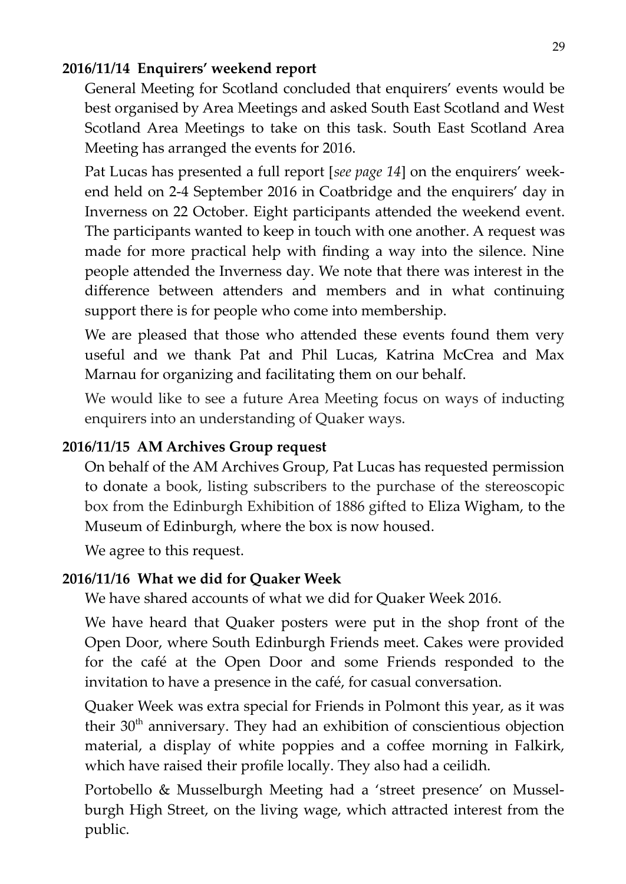### 2016/11/14 Enquirers' weekend report

General Meeting for Scotland concluded that enquirers' events would be best organised by Area Meetings and asked South East Scotland and West Scotland Area Meetings to take on this task. South East Scotland Area Meeting has arranged the events for 2016.

Pat Lucas has presented a full report [*see page 14*] on the enquirers' weekend held on 2-4 September 2016 in Coatbridge and the enquirers' day in Inverness on 22 October. Eight participants attended the weekend event. The participants wanted to keep in touch with one another. A request was made for more practical help with finding a way into the silence. Nine people attended the Inverness day. We note that there was interest in the difference between attenders and members and in what continuing support there is for people who come into membership.

We are pleased that those who attended these events found them very useful and we thank Pat and Phil Lucas, Katrina McCrea and Max Marnau for organizing and facilitating them on our behalf.

We would like to see a future Area Meeting focus on ways of inducting enquirers into an understanding of Quaker ways.

### 2016/11/15 AM Archives Group request

On behalf of the AM Archives Group, Pat Lucas has requested permission to donate a book, listing subscribers to the purchase of the stereoscopic box from the Edinburgh Exhibition of 1886 gifted to Eliza Wigham, to the Museum of Edinburgh, where the box is now housed.

We agree to this request.

### 2016/11/16 What we did for Quaker Week

We have shared accounts of what we did for Quaker Week 2016.

We have heard that Quaker posters were put in the shop front of the Open Door, where South Edinburgh Friends meet. Cakes were provided for the café at the Open Door and some Friends responded to the invitation to have a presence in the café, for casual conversation.

Quaker Week was extra special for Friends in Polmont this year, as it was their 30th anniversary. They had an exhibition of conscientious objection material, a display of white poppies and a coffee morning in Falkirk, which have raised their profile locally. They also had a ceilidh.

Portobello & Musselburgh Meeting had a 'street presence' on Musselburgh High Street, on the living wage, which attracted interest from the public.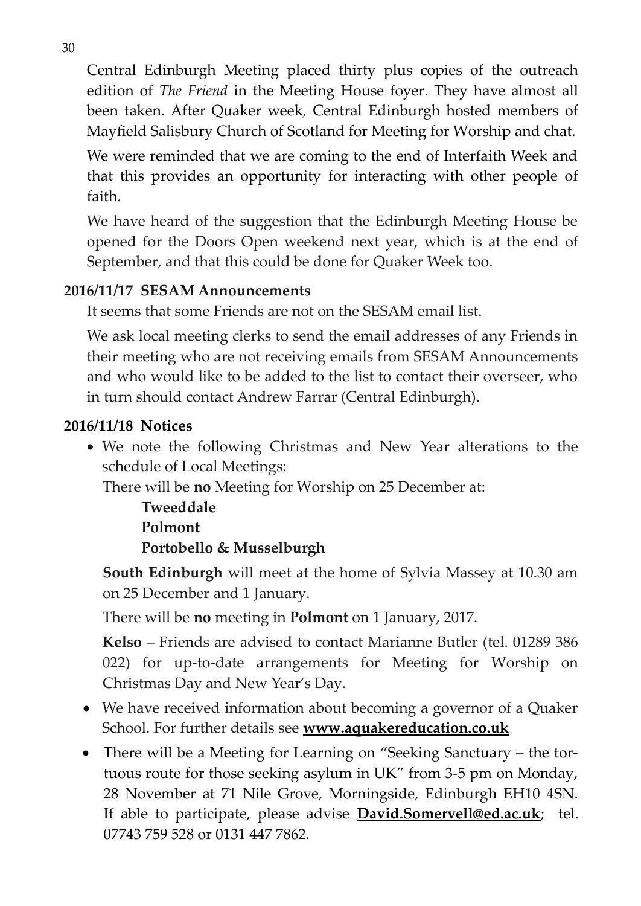Central Edinburgh Meeting placed thirty plus copies of the outreach edition of *The Friend* in the Meeting House foyer. They have almost all been taken. After Quaker week, Central Edinburgh hosted members of Mayfield Salisbury Church of Scotland for Meeting for Worship and chat.

We were reminded that we are coming to the end of Interfaith Week and that this provides an opportunity for interacting with other people of faith.

We have heard of the suggestion that the Edinburgh Meeting House be opened for the Doors Open weekend next year, which is at the end of September, and that this could be done for Quaker Week too.

**2016/11/17 SESAM Announcements**

It seems that some Friends are not on the SESAM email list.

We ask local meeting clerks to send the email addresses of any Friends in their meeting who are not receiving emails from SESAM Announcements and who would like to be added to the list to contact their overseer, who in turn should contact Andrew Farrar (Central Edinburgh).

**2016/11/18 Notices**

- We note the following Christmas and New Year alterations to the schedule of Local Meetings:

  There will be **no** Meeting for Worship on 25 December at:

  **Tweeddale**
  **Polmont**
  **Portobello & Musselburgh**

  **South Edinburgh** will meet at the home of Sylvia Massey at 10.30 am on 25 December and 1 January.

  There will be **no** meeting in **Polmont** on 1 January, 2017.

  **Kelso** – Friends are advised to contact Marianne Butler (tel. 01289 386 022) for up-to-date arrangements for Meeting for Worship on Christmas Day and New Year's Day.

- We have received information about becoming a governor of a Quaker School. For further details see **www.aquakereducation.co.uk**

- There will be a Meeting for Learning on "Seeking Sanctuary – the tortuous route for those seeking asylum in UK" from 3-5 pm on Monday, 28 November at 71 Nile Grove, Morningside, Edinburgh EH10 4SN. If able to participate, please advise **David.Somervell@ed.ac.uk**; tel. 07743 759 528 or 0131 447 7862.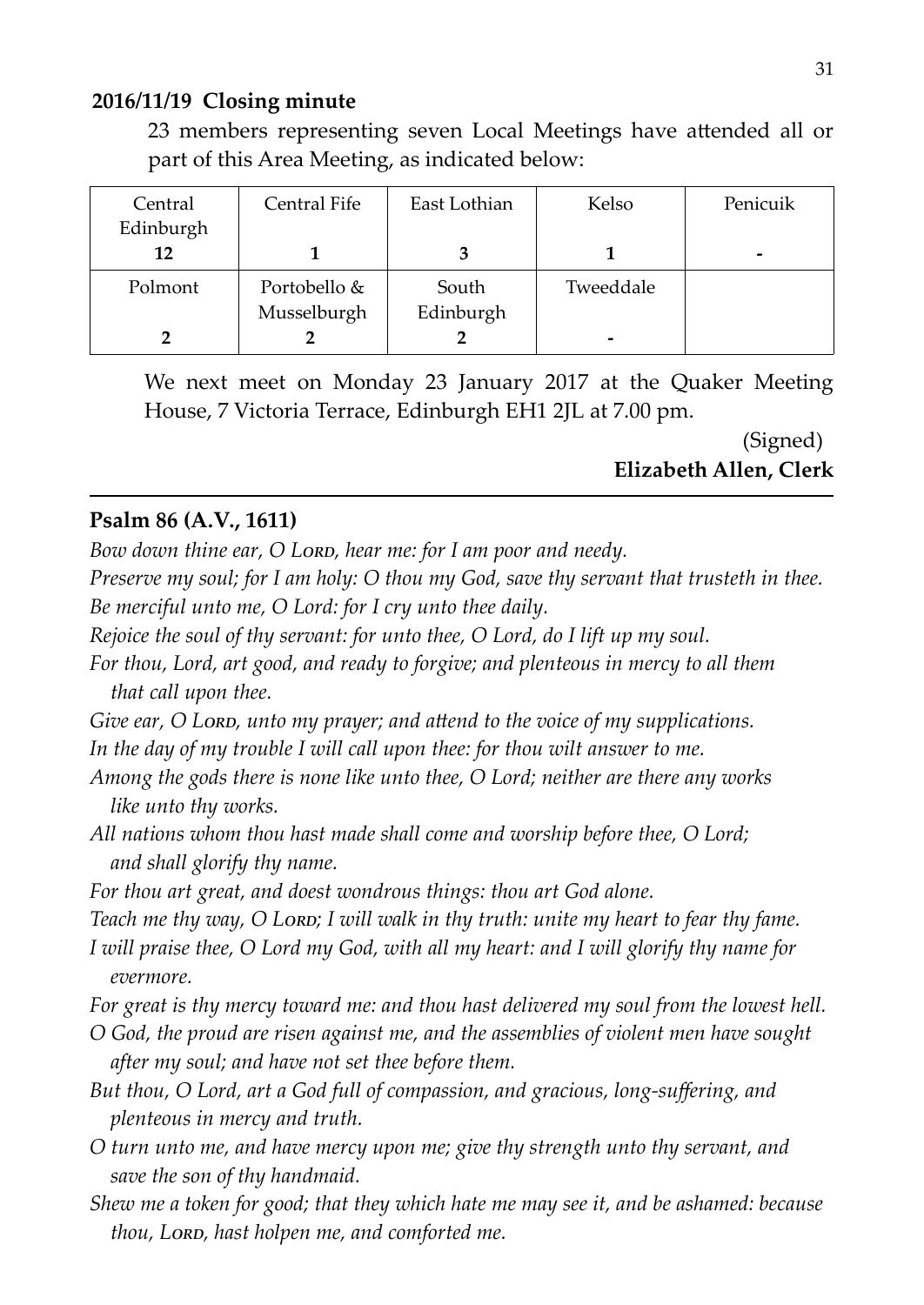### 2016/11/19 Closing minute

23 members representing seven Local Meetings have attended all or part of this Area Meeting, as indicated below:

| Central Edinburgh | Central Fife | East Lothian | Kelso | Penicuik |
|---|---|---|---|---|
| **12** | **1** | **3** | **1** | **-** |
| Polmont | Portobello & Musselburgh | South Edinburgh | Tweeddale | |
| **2** | **2** | **2** | **-** | |

We next meet on Monday 23 January 2017 at the Quaker Meeting House, 7 Victoria Terrace, Edinburgh EH1 2JL at 7.00 pm.

(Signed)
**Elizabeth Allen, Clerk**

---

### Psalm 86 (A.V., 1611)

*Bow down thine ear, O Lord, hear me: for I am poor and needy.*
*Preserve my soul; for I am holy: O thou my God, save thy servant that trusteth in thee.*
*Be merciful unto me, O Lord: for I cry unto thee daily.*
*Rejoice the soul of thy servant: for unto thee, O Lord, do I lift up my soul.*
*For thou, Lord, art good, and ready to forgive; and plenteous in mercy to all them that call upon thee.*
*Give ear, O Lord, unto my prayer; and attend to the voice of my supplications.*
*In the day of my trouble I will call upon thee: for thou wilt answer to me.*
*Among the gods there is none like unto thee, O Lord; neither are there any works like unto thy works.*
*All nations whom thou hast made shall come and worship before thee, O Lord; and shall glorify thy name.*
*For thou art great, and doest wondrous things: thou art God alone.*
*Teach me thy way, O Lord; I will walk in thy truth: unite my heart to fear thy fame.*
*I will praise thee, O Lord my God, with all my heart: and I will glorify thy name for evermore.*
*For great is thy mercy toward me: and thou hast delivered my soul from the lowest hell.*
*O God, the proud are risen against me, and the assemblies of violent men have sought after my soul; and have not set thee before them.*
*But thou, O Lord, art a God full of compassion, and gracious, long-suffering, and plenteous in mercy and truth.*
*O turn unto me, and have mercy upon me; give thy strength unto thy servant, and save the son of thy handmaid.*
*Shew me a token for good; that they which hate me may see it, and be ashamed: because thou, Lord, hast holpen me, and comforted me.*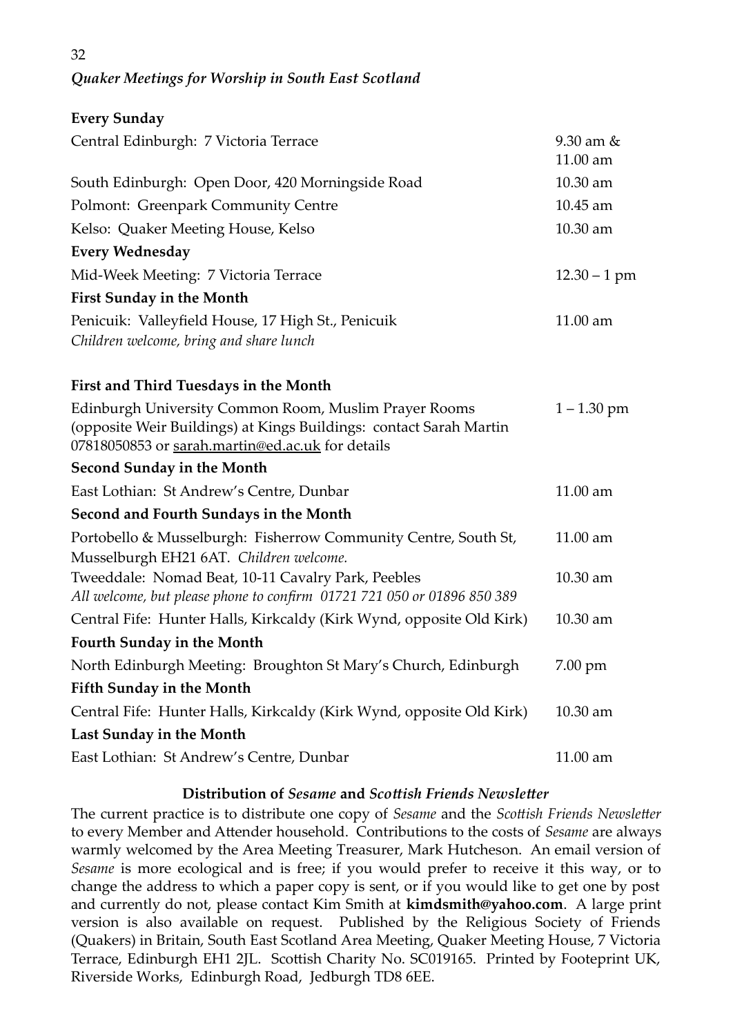*Quaker Meetings for Worship in South East Scotland*

| | |
|---|---|
| **Every Sunday** | |
| Central Edinburgh: 7 Victoria Terrace | 9.30 am & 11.00 am |
| South Edinburgh: Open Door, 420 Morningside Road | 10.30 am |
| Polmont: Greenpark Community Centre | 10.45 am |
| Kelso: Quaker Meeting House, Kelso | 10.30 am |
| **Every Wednesday** | |
| Mid-Week Meeting: 7 Victoria Terrace | 12.30 – 1 pm |
| **First Sunday in the Month** | |
| Penicuik: Valleyfield House, 17 High St., Penicuik *Children welcome, bring and share lunch* | 11.00 am |
| **First and Third Tuesdays in the Month** | |
| Edinburgh University Common Room, Muslim Prayer Rooms (opposite Weir Buildings) at Kings Buildings: contact Sarah Martin 07818050853 or sarah.martin@ed.ac.uk for details | 1 – 1.30 pm |
| **Second Sunday in the Month** | |
| East Lothian: St Andrew's Centre, Dunbar | 11.00 am |
| **Second and Fourth Sundays in the Month** | |
| Portobello & Musselburgh: Fisherrow Community Centre, South St, Musselburgh EH21 6AT. *Children welcome.* | 11.00 am |
| Tweeddale: Nomad Beat, 10-11 Cavalry Park, Peebles *All welcome, but please phone to confirm 01721 721 050 or 01896 850 389* | 10.30 am |
| Central Fife: Hunter Halls, Kirkcaldy (Kirk Wynd, opposite Old Kirk) | 10.30 am |
| **Fourth Sunday in the Month** | |
| North Edinburgh Meeting: Broughton St Mary's Church, Edinburgh | 7.00 pm |
| **Fifth Sunday in the Month** | |
| Central Fife: Hunter Halls, Kirkcaldy (Kirk Wynd, opposite Old Kirk) | 10.30 am |
| **Last Sunday in the Month** | |
| East Lothian: St Andrew's Centre, Dunbar | 11.00 am |

### Distribution of *Sesame* and *Scottish Friends Newsletter*

The current practice is to distribute one copy of *Sesame* and the *Scottish Friends Newsletter* to every Member and Attender household. Contributions to the costs of *Sesame* are always warmly welcomed by the Area Meeting Treasurer, Mark Hutcheson. An email version of *Sesame* is more ecological and is free; if you would prefer to receive it this way, or to change the address to which a paper copy is sent, or if you would like to get one by post and currently do not, please contact Kim Smith at **kimdsmith@yahoo.com**. A large print version is also available on request. Published by the Religious Society of Friends (Quakers) in Britain, South East Scotland Area Meeting, Quaker Meeting House, 7 Victoria Terrace, Edinburgh EH1 2JL. Scottish Charity No. SC019165. Printed by Footeprint UK, Riverside Works, Edinburgh Road, Jedburgh TD8 6EE.